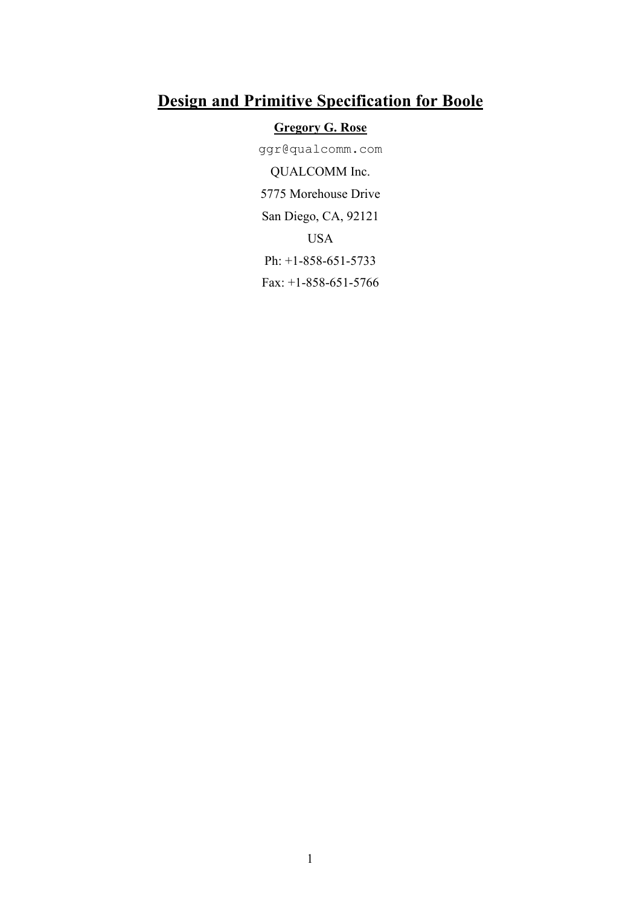# Design and Primitive Specification for Boole

**Gregory G. Rose**

ggr@qualcomm.com

QUALCOMM Inc.

5775 Morehouse Drive

San Diego, CA, 92121

USA

Ph: +1-858-651-5733

Fax: +1-858-651-5766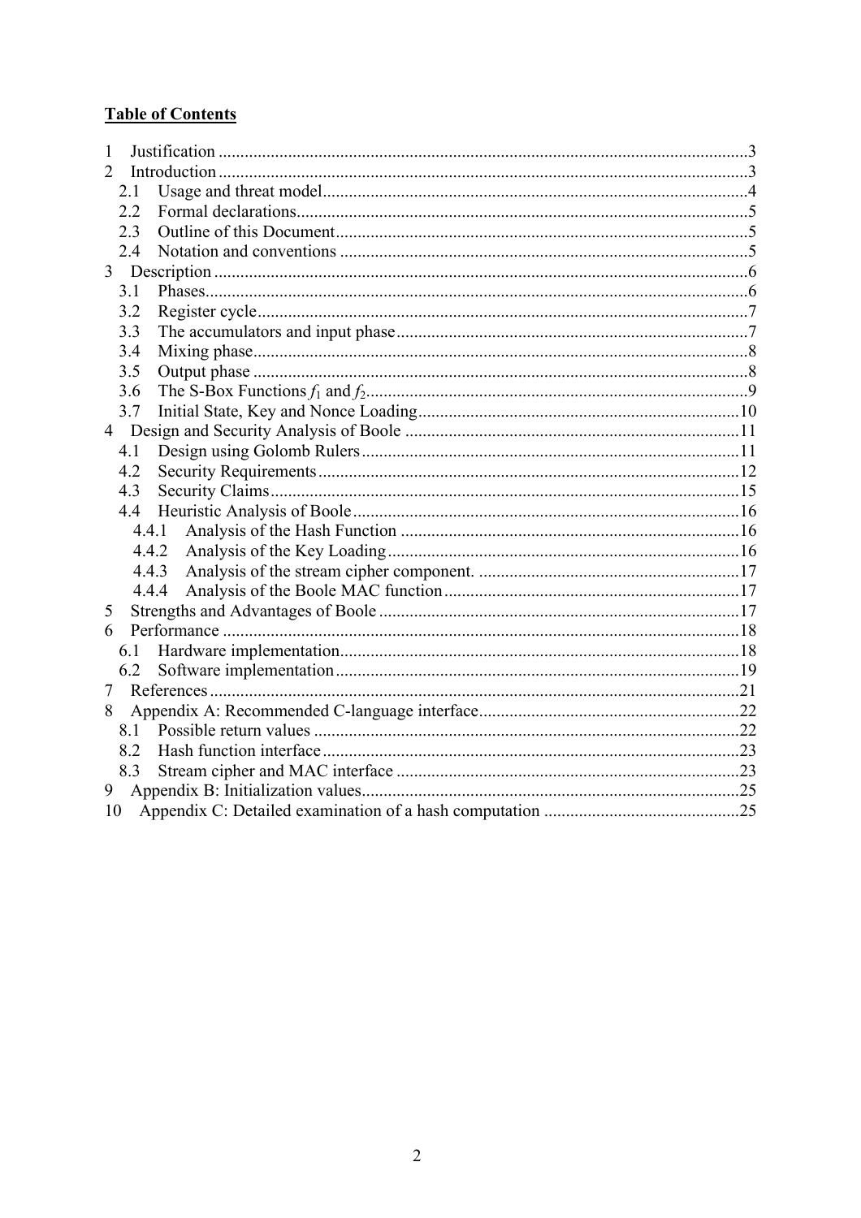**Table of Contents**

1 Justification ....3
2 Introduction ....3
  2.1 Usage and threat model ....4
  2.2 Formal declarations ....5
  2.3 Outline of this Document ....5
  2.4 Notation and conventions ....5
3 Description ....6
  3.1 Phases ....6
  3.2 Register cycle ....7
  3.3 The accumulators and input phase ....7
  3.4 Mixing phase ....8
  3.5 Output phase ....8
  3.6 The S-Box Functions $f_1$ and $f_2$ ....9
  3.7 Initial State, Key and Nonce Loading ....10
4 Design and Security Analysis of Boole ....11
  4.1 Design using Golomb Rulers ....11
  4.2 Security Requirements ....12
  4.3 Security Claims ....15
  4.4 Heuristic Analysis of Boole ....16
    4.4.1 Analysis of the Hash Function ....16
    4.4.2 Analysis of the Key Loading ....16
    4.4.3 Analysis of the stream cipher component. ....17
    4.4.4 Analysis of the Boole MAC function ....17
5 Strengths and Advantages of Boole ....17
6 Performance ....18
  6.1 Hardware implementation ....18
  6.2 Software implementation ....19
7 References ....21
8 Appendix A: Recommended C-language interface ....22
  8.1 Possible return values ....22
  8.2 Hash function interface ....23
  8.3 Stream cipher and MAC interface ....23
9 Appendix B: Initialization values ....25
10 Appendix C: Detailed examination of a hash computation ....25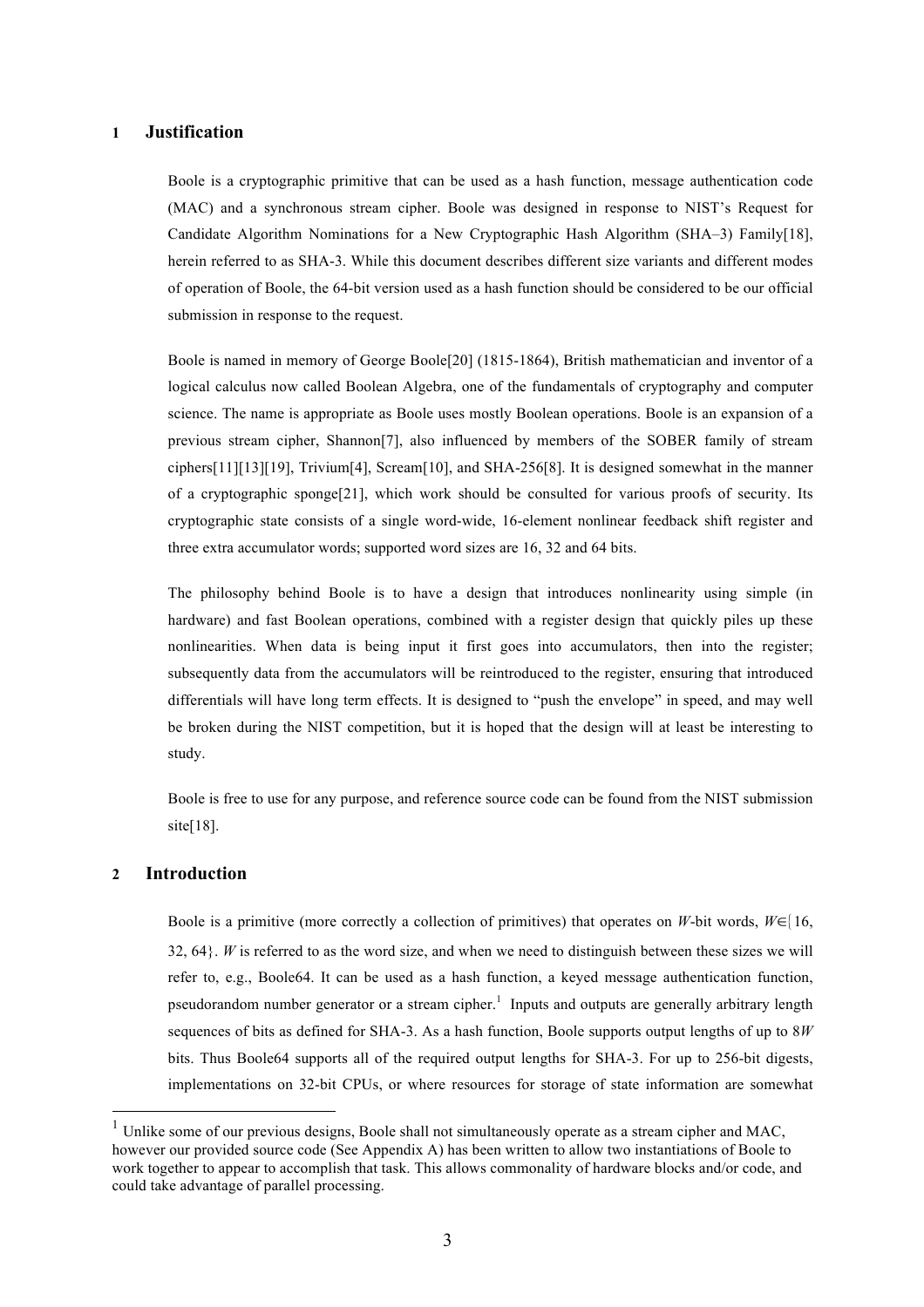# 1 Justification

Boole is a cryptographic primitive that can be used as a hash function, message authentication code (MAC) and a synchronous stream cipher. Boole was designed in response to NIST's Request for Candidate Algorithm Nominations for a New Cryptographic Hash Algorithm (SHA–3) Family[18], herein referred to as SHA-3. While this document describes different size variants and different modes of operation of Boole, the 64-bit version used as a hash function should be considered to be our official submission in response to the request.

Boole is named in memory of George Boole[20] (1815-1864), British mathematician and inventor of a logical calculus now called Boolean Algebra, one of the fundamentals of cryptography and computer science. The name is appropriate as Boole uses mostly Boolean operations. Boole is an expansion of a previous stream cipher, Shannon[7], also influenced by members of the SOBER family of stream ciphers[11][13][19], Trivium[4], Scream[10], and SHA-256[8]. It is designed somewhat in the manner of a cryptographic sponge[21], which work should be consulted for various proofs of security. Its cryptographic state consists of a single word-wide, 16-element nonlinear feedback shift register and three extra accumulator words; supported word sizes are 16, 32 and 64 bits.

The philosophy behind Boole is to have a design that introduces nonlinearity using simple (in hardware) and fast Boolean operations, combined with a register design that quickly piles up these nonlinearities. When data is being input it first goes into accumulators, then into the register; subsequently data from the accumulators will be reintroduced to the register, ensuring that introduced differentials will have long term effects. It is designed to "push the envelope" in speed, and may well be broken during the NIST competition, but it is hoped that the design will at least be interesting to study.

Boole is free to use for any purpose, and reference source code can be found from the NIST submission site[18].

# 2 Introduction

Boole is a primitive (more correctly a collection of primitives) that operates on $W$-bit words, $W \in \{16, 32, 64\}$. $W$ is referred to as the word size, and when we need to distinguish between these sizes we will refer to, e.g., Boole64. It can be used as a hash function, a keyed message authentication function, pseudorandom number generator or a stream cipher.[1] Inputs and outputs are generally arbitrary length sequences of bits as defined for SHA-3. As a hash function, Boole supports output lengths of up to $8W$ bits. Thus Boole64 supports all of the required output lengths for SHA-3. For up to 256-bit digests, implementations on 32-bit CPUs, or where resources for storage of state information are somewhat

[1] Unlike some of our previous designs, Boole shall not simultaneously operate as a stream cipher and MAC, however our provided source code (See Appendix A) has been written to allow two instantiations of Boole to work together to appear to accomplish that task. This allows commonality of hardware blocks and/or code, and could take advantage of parallel processing.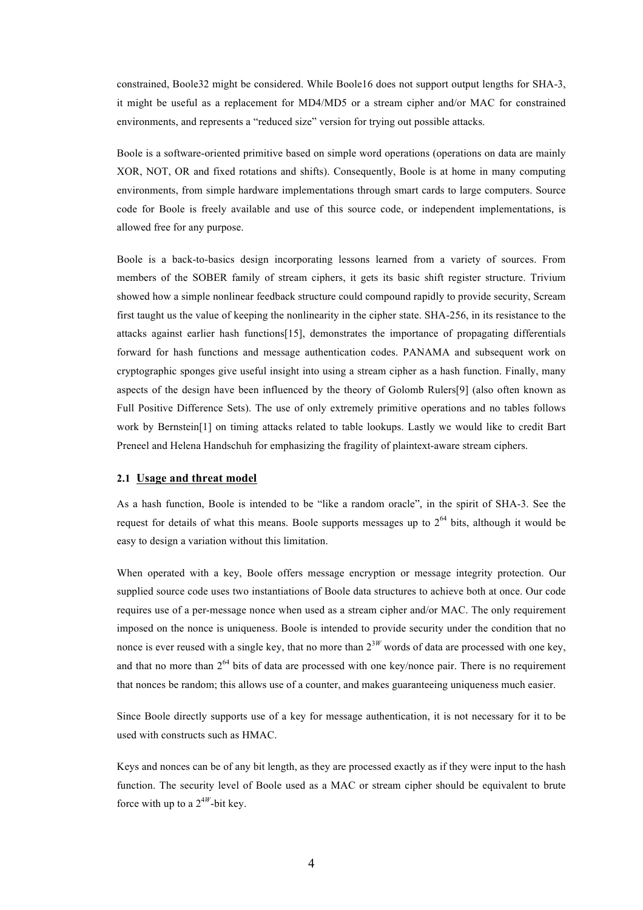constrained, Boole32 might be considered. While Boole16 does not support output lengths for SHA-3, it might be useful as a replacement for MD4/MD5 or a stream cipher and/or MAC for constrained environments, and represents a "reduced size" version for trying out possible attacks.

Boole is a software-oriented primitive based on simple word operations (operations on data are mainly XOR, NOT, OR and fixed rotations and shifts). Consequently, Boole is at home in many computing environments, from simple hardware implementations through smart cards to large computers. Source code for Boole is freely available and use of this source code, or independent implementations, is allowed free for any purpose.

Boole is a back-to-basics design incorporating lessons learned from a variety of sources. From members of the SOBER family of stream ciphers, it gets its basic shift register structure. Trivium showed how a simple nonlinear feedback structure could compound rapidly to provide security, Scream first taught us the value of keeping the nonlinearity in the cipher state. SHA-256, in its resistance to the attacks against earlier hash functions[15], demonstrates the importance of propagating differentials forward for hash functions and message authentication codes. PANAMA and subsequent work on cryptographic sponges give useful insight into using a stream cipher as a hash function. Finally, many aspects of the design have been influenced by the theory of Golomb Rulers[9] (also often known as Full Positive Difference Sets). The use of only extremely primitive operations and no tables follows work by Bernstein[1] on timing attacks related to table lookups. Lastly we would like to credit Bart Preneel and Helena Handschuh for emphasizing the fragility of plaintext-aware stream ciphers.

### 2.1 Usage and threat model

As a hash function, Boole is intended to be "like a random oracle", in the spirit of SHA-3. See the request for details of what this means. Boole supports messages up to $2^{64}$ bits, although it would be easy to design a variation without this limitation.

When operated with a key, Boole offers message encryption or message integrity protection. Our supplied source code uses two instantiations of Boole data structures to achieve both at once. Our code requires use of a per-message nonce when used as a stream cipher and/or MAC. The only requirement imposed on the nonce is uniqueness. Boole is intended to provide security under the condition that no nonce is ever reused with a single key, that no more than $2^{3W}$ words of data are processed with one key, and that no more than $2^{64}$ bits of data are processed with one key/nonce pair. There is no requirement that nonces be random; this allows use of a counter, and makes guaranteeing uniqueness much easier.

Since Boole directly supports use of a key for message authentication, it is not necessary for it to be used with constructs such as HMAC.

Keys and nonces can be of any bit length, as they are processed exactly as if they were input to the hash function. The security level of Boole used as a MAC or stream cipher should be equivalent to brute force with up to a $2^{4W}$-bit key.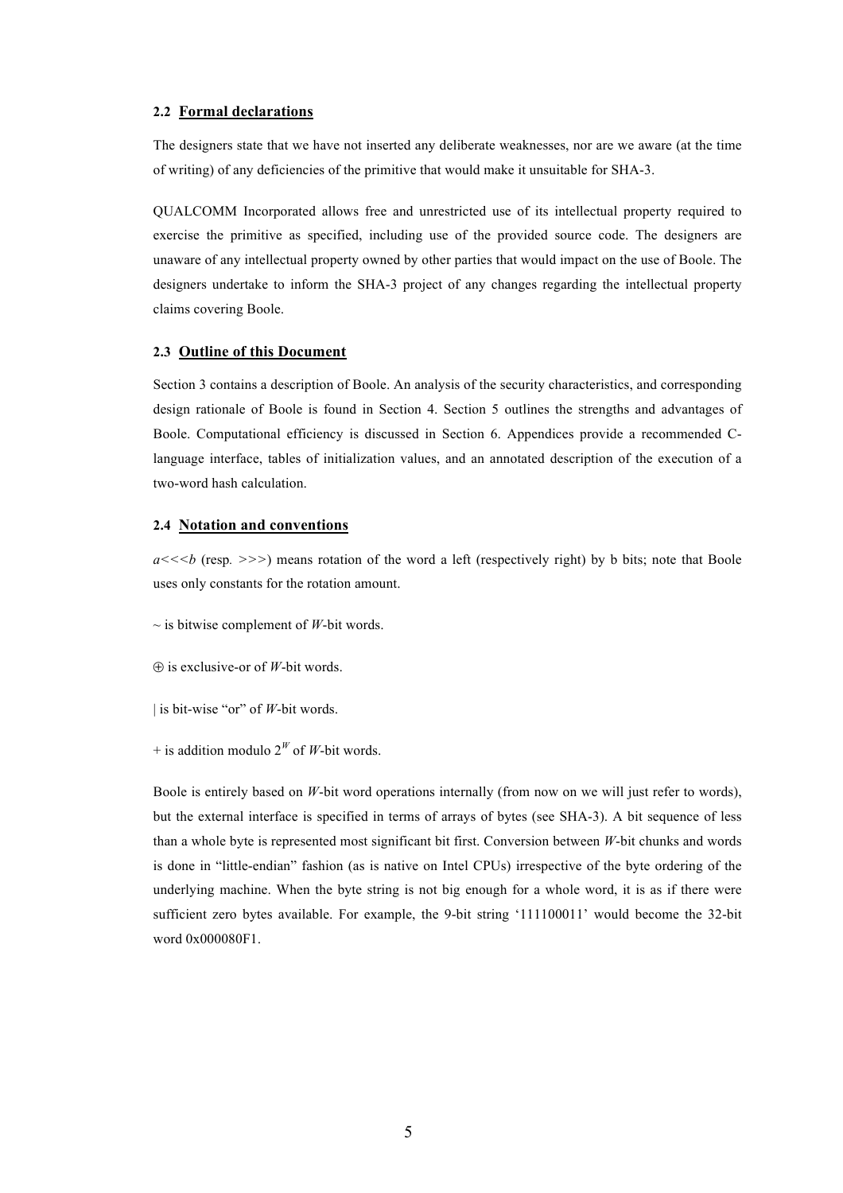### 2.2 Formal declarations

The designers state that we have not inserted any deliberate weaknesses, nor are we aware (at the time of writing) of any deficiencies of the primitive that would make it unsuitable for SHA-3.

QUALCOMM Incorporated allows free and unrestricted use of its intellectual property required to exercise the primitive as specified, including use of the provided source code. The designers are unaware of any intellectual property owned by other parties that would impact on the use of Boole. The designers undertake to inform the SHA-3 project of any changes regarding the intellectual property claims covering Boole.

### 2.3 Outline of this Document

Section 3 contains a description of Boole. An analysis of the security characteristics, and corresponding design rationale of Boole is found in Section 4. Section 5 outlines the strengths and advantages of Boole. Computational efficiency is discussed in Section 6. Appendices provide a recommended C-language interface, tables of initialization values, and an annotated description of the execution of a two-word hash calculation.

### 2.4 Notation and conventions

$a{<}{<}{<}b$ (resp. >>>) means rotation of the word a left (respectively right) by b bits; note that Boole uses only constants for the rotation amount.

~ is bitwise complement of $W$-bit words.

⊕ is exclusive-or of $W$-bit words.

| is bit-wise "or" of $W$-bit words.

+ is addition modulo $2^W$ of $W$-bit words.

Boole is entirely based on $W$-bit word operations internally (from now on we will just refer to words), but the external interface is specified in terms of arrays of bytes (see SHA-3). A bit sequence of less than a whole byte is represented most significant bit first. Conversion between $W$-bit chunks and words is done in "little-endian" fashion (as is native on Intel CPUs) irrespective of the byte ordering of the underlying machine. When the byte string is not big enough for a whole word, it is as if there were sufficient zero bytes available. For example, the 9-bit string '111100011' would become the 32-bit word 0x000080F1.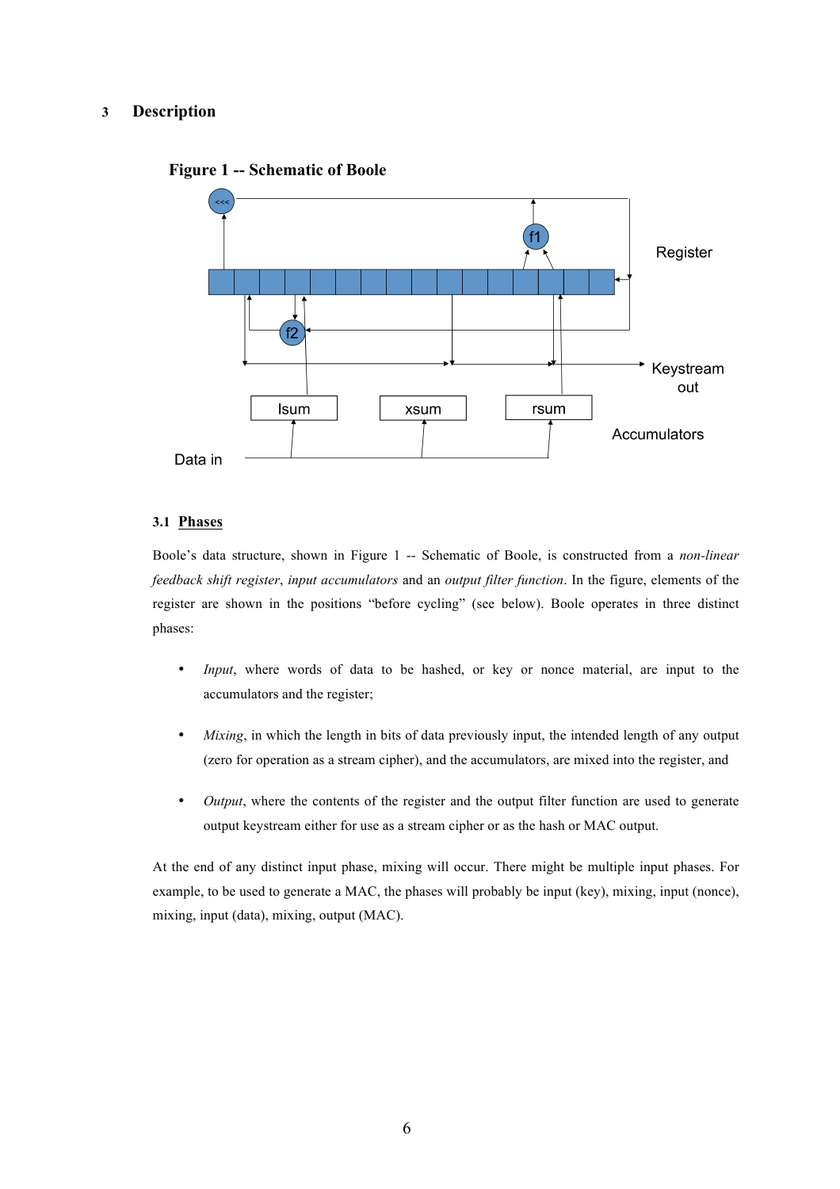# 3 Description

**Figure 1 -- Schematic of Boole**

## 3.1 Phases

Boole's data structure, shown in Figure 1 -- Schematic of Boole, is constructed from a *non-linear feedback shift register*, *input accumulators* and an *output filter function*. In the figure, elements of the register are shown in the positions "before cycling" (see below). Boole operates in three distinct phases:

- *Input*, where words of data to be hashed, or key or nonce material, are input to the accumulators and the register;
- *Mixing*, in which the length in bits of data previously input, the intended length of any output (zero for operation as a stream cipher), and the accumulators, are mixed into the register, and
- *Output*, where the contents of the register and the output filter function are used to generate output keystream either for use as a stream cipher or as the hash or MAC output.

At the end of any distinct input phase, mixing will occur. There might be multiple input phases. For example, to be used to generate a MAC, the phases will probably be input (key), mixing, input (nonce), mixing, input (data), mixing, output (MAC).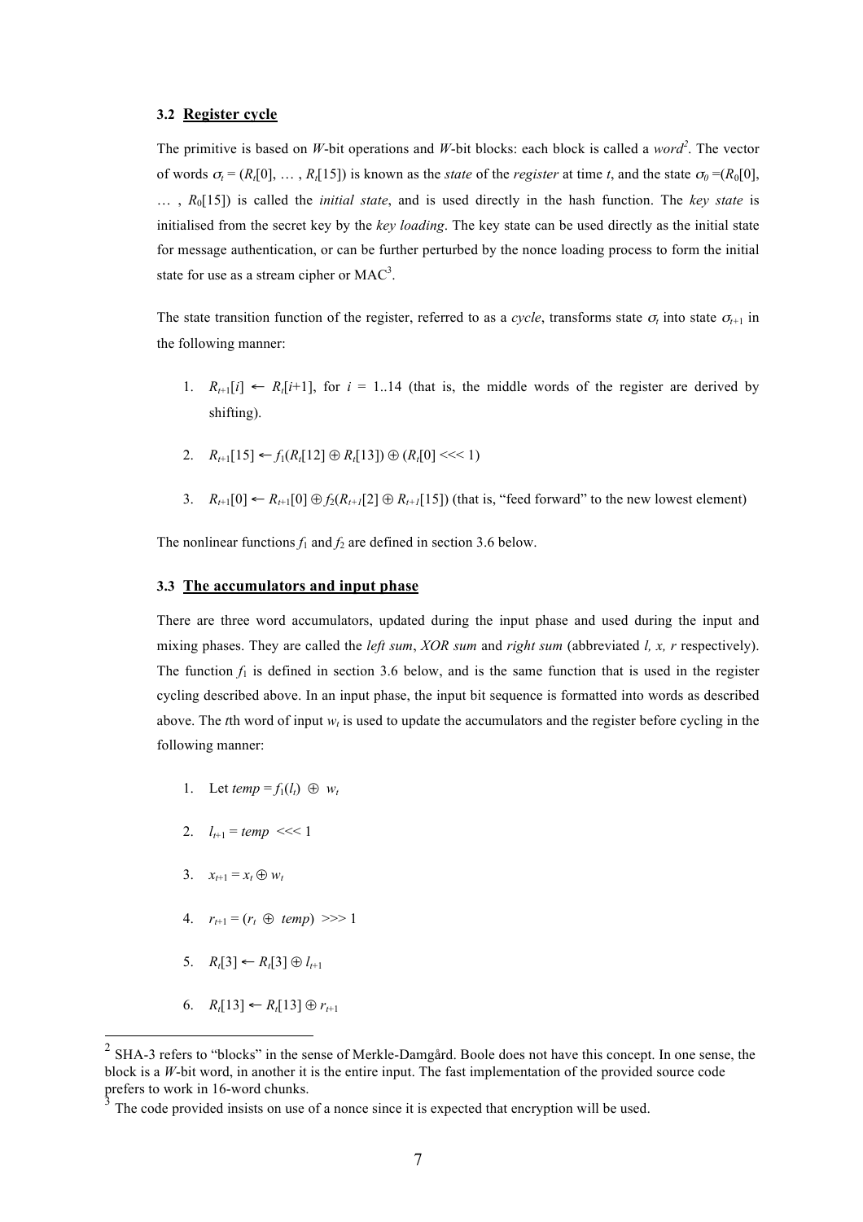### 3.2 Register cycle

The primitive is based on $W$-bit operations and $W$-bit blocks: each block is called a *word*[2]. The vector of words $\sigma_t = (R_t[0], \ldots, R_t[15])$ is known as the *state* of the *register* at time $t$, and the state $\sigma_0 = (R_0[0], \ldots, R_0[15])$ is called the *initial state*, and is used directly in the hash function. The *key state* is initialised from the secret key by the *key loading*. The key state can be used directly as the initial state for message authentication, or can be further perturbed by the nonce loading process to form the initial state for use as a stream cipher or MAC[3].

The state transition function of the register, referred to as a *cycle*, transforms state $\sigma_t$ into state $\sigma_{t+1}$ in the following manner:

1. $R_{t+1}[i] \leftarrow R_t[i+1]$, for $i$ = 1..14 (that is, the middle words of the register are derived by shifting).

2. $R_{t+1}[15] \leftarrow f_1(R_t[12] \oplus R_t[13]) \oplus (R_t[0] \lll 1)$

3. $R_{t+1}[0] \leftarrow R_{t+1}[0] \oplus f_2(R_{t+1}[2] \oplus R_{t+1}[15])$ (that is, "feed forward" to the new lowest element)

The nonlinear functions $f_1$ and $f_2$ are defined in section 3.6 below.

### 3.3 The accumulators and input phase

There are three word accumulators, updated during the input phase and used during the input and mixing phases. They are called the *left sum*, *XOR sum* and *right sum* (abbreviated *l, x, r* respectively). The function $f_1$ is defined in section 3.6 below, and is the same function that is used in the register cycling described above. In an input phase, the input bit sequence is formatted into words as described above. The $t$th word of input $w_t$ is used to update the accumulators and the register before cycling in the following manner:

1. Let $temp = f_1(l_t) \oplus w_t$

2. $l_{t+1} = temp \lll 1$

3. $x_{t+1} = x_t \oplus w_t$

4. $r_{t+1} = (r_t \oplus temp) \ggg 1$

5. $R_t[3] \leftarrow R_t[3] \oplus l_{t+1}$

6. $R_t[13] \leftarrow R_t[13] \oplus r_{t+1}$

---

[2] SHA-3 refers to "blocks" in the sense of Merkle-Damgård. Boole does not have this concept. In one sense, the block is a $W$-bit word, in another it is the entire input. The fast implementation of the provided source code prefers to work in 16-word chunks.

[3] The code provided insists on use of a nonce since it is expected that encryption will be used.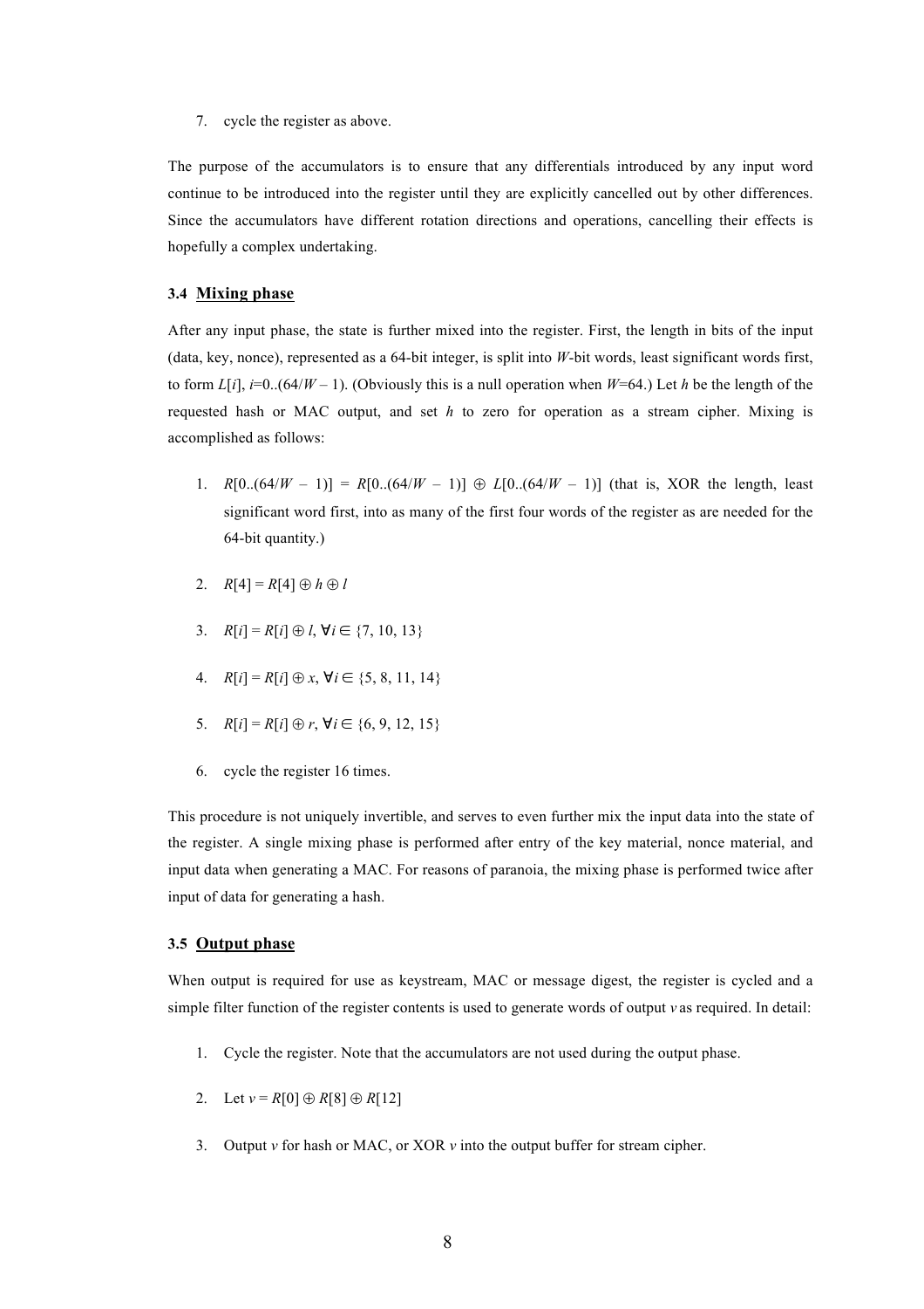7. cycle the register as above.

The purpose of the accumulators is to ensure that any differentials introduced by any input word continue to be introduced into the register until they are explicitly cancelled out by other differences. Since the accumulators have different rotation directions and operations, cancelling their effects is hopefully a complex undertaking.

### 3.4 Mixing phase

After any input phase, the state is further mixed into the register. First, the length in bits of the input (data, key, nonce), represented as a 64-bit integer, is split into $W$-bit words, least significant words first, to form $L[i]$, $i$=0..(64/$W$ – 1). (Obviously this is a null operation when $W$=64.) Let $h$ be the length of the requested hash or MAC output, and set $h$ to zero for operation as a stream cipher. Mixing is accomplished as follows:

1. $R[0..(64/W-1)] = R[0..(64/W-1)] \oplus L[0..(64/W-1)]$ (that is, XOR the length, least significant word first, into as many of the first four words of the register as are needed for the 64-bit quantity.)

2. $R[4] = R[4] \oplus h \oplus l$

3. $R[i] = R[i] \oplus l$, $\forall i \in \{7, 10, 13\}$

4. $R[i] = R[i] \oplus x$, $\forall i \in \{5, 8, 11, 14\}$

5. $R[i] = R[i] \oplus r$, $\forall i \in \{6, 9, 12, 15\}$

6. cycle the register 16 times.

This procedure is not uniquely invertible, and serves to even further mix the input data into the state of the register. A single mixing phase is performed after entry of the key material, nonce material, and input data when generating a MAC. For reasons of paranoia, the mixing phase is performed twice after input of data for generating a hash.

### 3.5 Output phase

When output is required for use as keystream, MAC or message digest, the register is cycled and a simple filter function of the register contents is used to generate words of output $v$ as required. In detail:

1. Cycle the register. Note that the accumulators are not used during the output phase.

2. Let $v = R[0] \oplus R[8] \oplus R[12]$

3. Output $v$ for hash or MAC, or XOR $v$ into the output buffer for stream cipher.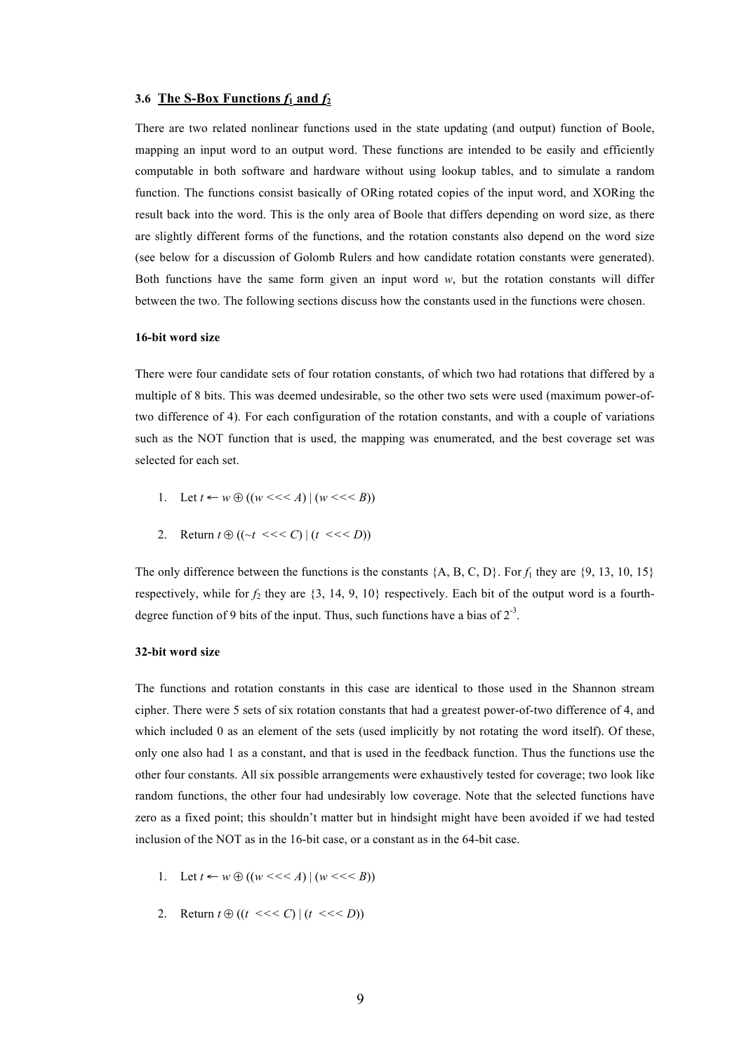### 3.6 The S-Box Functions $f_1$ and $f_2$

There are two related nonlinear functions used in the state updating (and output) function of Boole, mapping an input word to an output word. These functions are intended to be easily and efficiently computable in both software and hardware without using lookup tables, and to simulate a random function. The functions consist basically of ORing rotated copies of the input word, and XORing the result back into the word. This is the only area of Boole that differs depending on word size, as there are slightly different forms of the functions, and the rotation constants also depend on the word size (see below for a discussion of Golomb Rulers and how candidate rotation constants were generated). Both functions have the same form given an input word $w$, but the rotation constants will differ between the two. The following sections discuss how the constants used in the functions were chosen.

**16-bit word size**

There were four candidate sets of four rotation constants, of which two had rotations that differed by a multiple of 8 bits. This was deemed undesirable, so the other two sets were used (maximum power-of-two difference of 4). For each configuration of the rotation constants, and with a couple of variations such as the NOT function that is used, the mapping was enumerated, and the best coverage set was selected for each set.

1. Let $t \leftarrow w \oplus ((w <\!<\!< A) \mid (w <\!<\!< B))$
2. Return $t \oplus ((\sim t <\!<\!< C) \mid (t <\!<\!< D))$

The only difference between the functions is the constants {A, B, C, D}. For $f_1$ they are {9, 13, 10, 15} respectively, while for $f_2$ they are {3, 14, 9, 10} respectively. Each bit of the output word is a fourth-degree function of 9 bits of the input. Thus, such functions have a bias of $2^{-3}$.

**32-bit word size**

The functions and rotation constants in this case are identical to those used in the Shannon stream cipher. There were 5 sets of six rotation constants that had a greatest power-of-two difference of 4, and which included 0 as an element of the sets (used implicitly by not rotating the word itself). Of these, only one also had 1 as a constant, and that is used in the feedback function. Thus the functions use the other four constants. All six possible arrangements were exhaustively tested for coverage; two look like random functions, the other four had undesirably low coverage. Note that the selected functions have zero as a fixed point; this shouldn't matter but in hindsight might have been avoided if we had tested inclusion of the NOT as in the 16-bit case, or a constant as in the 64-bit case.

1. Let $t \leftarrow w \oplus ((w <\!<\!< A) \mid (w <\!<\!< B))$
2. Return $t \oplus ((t <\!<\!< C) \mid (t <\!<\!< D))$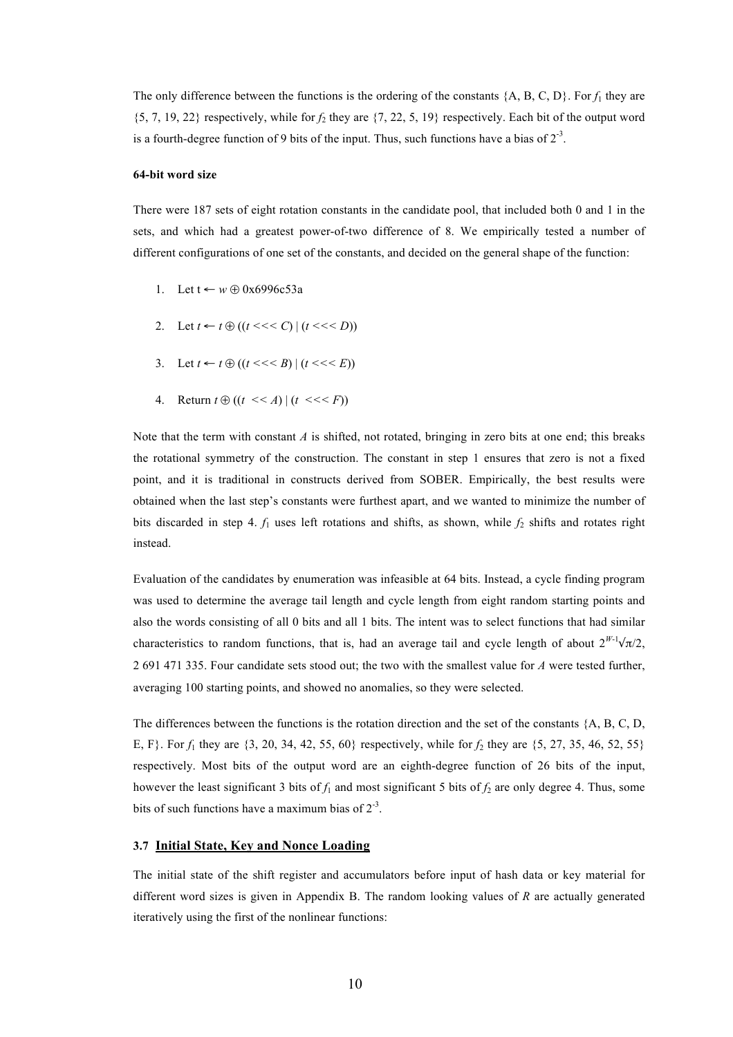The only difference between the functions is the ordering of the constants {A, B, C, D}. For $f_1$ they are {5, 7, 19, 22} respectively, while for $f_2$ they are {7, 22, 5, 19} respectively. Each bit of the output word is a fourth-degree function of 9 bits of the input. Thus, such functions have a bias of $2^{-3}$.

**64-bit word size**

There were 187 sets of eight rotation constants in the candidate pool, that included both 0 and 1 in the sets, and which had a greatest power-of-two difference of 8. We empirically tested a number of different configurations of one set of the constants, and decided on the general shape of the function:

1. Let $t \leftarrow w \oplus$ 0x6996c53a
2. Let $t \leftarrow t \oplus ((t \lll C) \mid (t \lll D))$
3. Let $t \leftarrow t \oplus ((t \lll B) \mid (t \lll E))$
4. Return $t \oplus ((t \ll A) \mid (t \lll F))$

Note that the term with constant $A$ is shifted, not rotated, bringing in zero bits at one end; this breaks the rotational symmetry of the construction. The constant in step 1 ensures that zero is not a fixed point, and it is traditional in constructs derived from SOBER. Empirically, the best results were obtained when the last step's constants were furthest apart, and we wanted to minimize the number of bits discarded in step 4. $f_1$ uses left rotations and shifts, as shown, while $f_2$ shifts and rotates right instead.

Evaluation of the candidates by enumeration was infeasible at 64 bits. Instead, a cycle finding program was used to determine the average tail length and cycle length from eight random starting points and also the words consisting of all 0 bits and all 1 bits. The intent was to select functions that had similar characteristics to random functions, that is, had an average tail and cycle length of about $2^{W-1}\sqrt{\pi}/2$, 2 691 471 335. Four candidate sets stood out; the two with the smallest value for $A$ were tested further, averaging 100 starting points, and showed no anomalies, so they were selected.

The differences between the functions is the rotation direction and the set of the constants {A, B, C, D, E, F}. For $f_1$ they are {3, 20, 34, 42, 55, 60} respectively, while for $f_2$ they are {5, 27, 35, 46, 52, 55} respectively. Most bits of the output word are an eighth-degree function of 26 bits of the input, however the least significant 3 bits of $f_1$ and most significant 5 bits of $f_2$ are only degree 4. Thus, some bits of such functions have a maximum bias of $2^{-3}$.

### 3.7 Initial State, Key and Nonce Loading

The initial state of the shift register and accumulators before input of hash data or key material for different word sizes is given in Appendix B. The random looking values of $R$ are actually generated iteratively using the first of the nonlinear functions: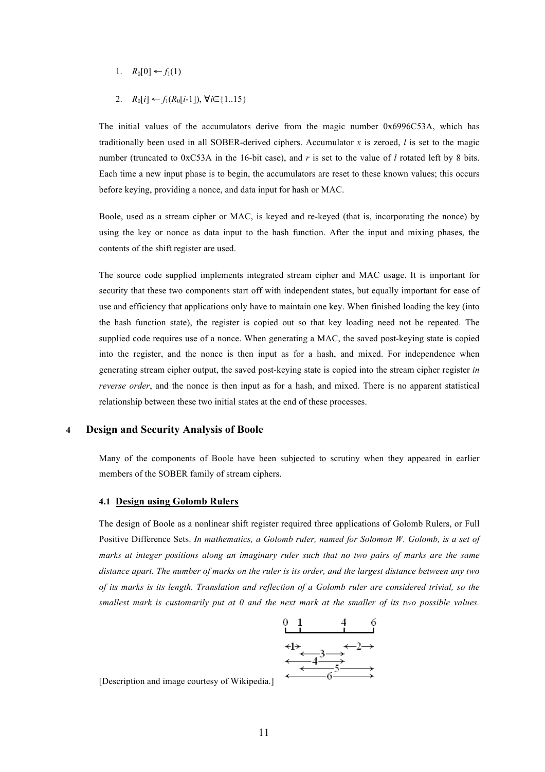1. $R_0[0] \leftarrow f_1(1)$

2. $R_0[i] \leftarrow f_1(R_0[i\text{-}1]), \forall i \in \{1..15\}$

The initial values of the accumulators derive from the magic number 0x6996C53A, which has traditionally been used in all SOBER-derived ciphers. Accumulator $x$ is zeroed, $l$ is set to the magic number (truncated to 0xC53A in the 16-bit case), and $r$ is set to the value of $l$ rotated left by 8 bits. Each time a new input phase is to begin, the accumulators are reset to these known values; this occurs before keying, providing a nonce, and data input for hash or MAC.

Boole, used as a stream cipher or MAC, is keyed and re-keyed (that is, incorporating the nonce) by using the key or nonce as data input to the hash function. After the input and mixing phases, the contents of the shift register are used.

The source code supplied implements integrated stream cipher and MAC usage. It is important for security that these two components start off with independent states, but equally important for ease of use and efficiency that applications only have to maintain one key. When finished loading the key (into the hash function state), the register is copied out so that key loading need not be repeated. The supplied code requires use of a nonce. When generating a MAC, the saved post-keying state is copied into the register, and the nonce is then input as for a hash, and mixed. For independence when generating stream cipher output, the saved post-keying state is copied into the stream cipher register *in reverse order*, and the nonce is then input as for a hash, and mixed. There is no apparent statistical relationship between these two initial states at the end of these processes.

## 4 Design and Security Analysis of Boole

Many of the components of Boole have been subjected to scrutiny when they appeared in earlier members of the SOBER family of stream ciphers.

### 4.1 Design using Golomb Rulers

The design of Boole as a nonlinear shift register required three applications of Golomb Rulers, or Full Positive Difference Sets. *In mathematics, a Golomb ruler, named for Solomon W. Golomb, is a set of marks at integer positions along an imaginary ruler such that no two pairs of marks are the same distance apart. The number of marks on the ruler is its order, and the largest distance between any two of its marks is its length. Translation and reflection of a Golomb ruler are considered trivial, so the smallest mark is customarily put at 0 and the next mark at the smaller of its two possible values.*

[Description and image courtesy of Wikipedia.]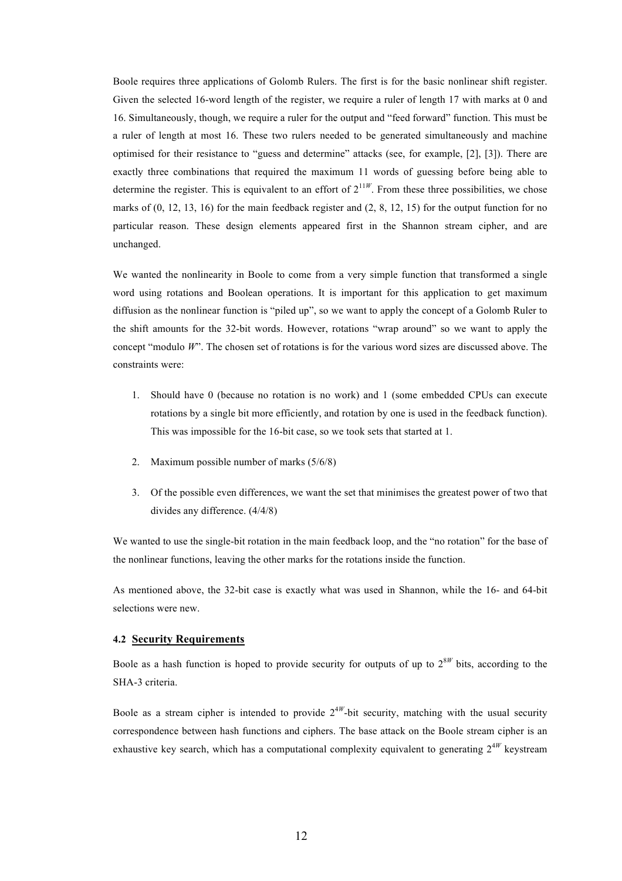Boole requires three applications of Golomb Rulers. The first is for the basic nonlinear shift register. Given the selected 16-word length of the register, we require a ruler of length 17 with marks at 0 and 16. Simultaneously, though, we require a ruler for the output and "feed forward" function. This must be a ruler of length at most 16. These two rulers needed to be generated simultaneously and machine optimised for their resistance to "guess and determine" attacks (see, for example, [2], [3]). There are exactly three combinations that required the maximum 11 words of guessing before being able to determine the register. This is equivalent to an effort of $2^{11W}$. From these three possibilities, we chose marks of (0, 12, 13, 16) for the main feedback register and (2, 8, 12, 15) for the output function for no particular reason. These design elements appeared first in the Shannon stream cipher, and are unchanged.

We wanted the nonlinearity in Boole to come from a very simple function that transformed a single word using rotations and Boolean operations. It is important for this application to get maximum diffusion as the nonlinear function is "piled up", so we want to apply the concept of a Golomb Ruler to the shift amounts for the 32-bit words. However, rotations "wrap around" so we want to apply the concept "modulo $W$". The chosen set of rotations is for the various word sizes are discussed above. The constraints were:

1. Should have 0 (because no rotation is no work) and 1 (some embedded CPUs can execute rotations by a single bit more efficiently, and rotation by one is used in the feedback function). This was impossible for the 16-bit case, so we took sets that started at 1.
2. Maximum possible number of marks (5/6/8)
3. Of the possible even differences, we want the set that minimises the greatest power of two that divides any difference. (4/4/8)

We wanted to use the single-bit rotation in the main feedback loop, and the "no rotation" for the base of the nonlinear functions, leaving the other marks for the rotations inside the function.

As mentioned above, the 32-bit case is exactly what was used in Shannon, while the 16- and 64-bit selections were new.

### 4.2 Security Requirements

Boole as a hash function is hoped to provide security for outputs of up to $2^{8W}$ bits, according to the SHA-3 criteria.

Boole as a stream cipher is intended to provide $2^{4W}$-bit security, matching with the usual security correspondence between hash functions and ciphers. The base attack on the Boole stream cipher is an exhaustive key search, which has a computational complexity equivalent to generating $2^{4W}$ keystream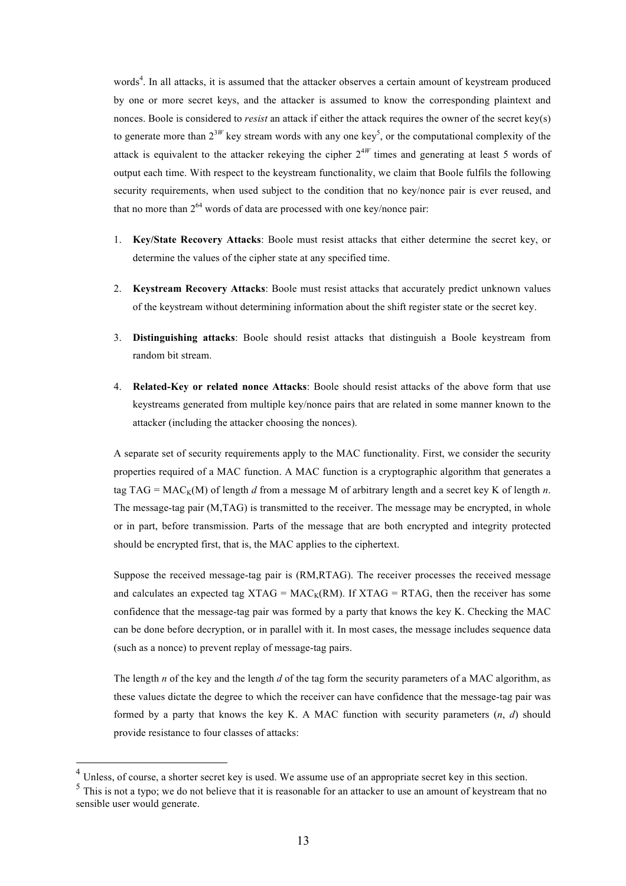words[4]. In all attacks, it is assumed that the attacker observes a certain amount of keystream produced by one or more secret keys, and the attacker is assumed to know the corresponding plaintext and nonces. Boole is considered to *resist* an attack if either the attack requires the owner of the secret key(s) to generate more than $2^{3W}$ key stream words with any one key[5], or the computational complexity of the attack is equivalent to the attacker rekeying the cipher $2^{4W}$ times and generating at least 5 words of output each time. With respect to the keystream functionality, we claim that Boole fulfils the following security requirements, when used subject to the condition that no key/nonce pair is ever reused, and that no more than $2^{64}$ words of data are processed with one key/nonce pair:

1. **Key/State Recovery Attacks**: Boole must resist attacks that either determine the secret key, or determine the values of the cipher state at any specified time.

2. **Keystream Recovery Attacks**: Boole must resist attacks that accurately predict unknown values of the keystream without determining information about the shift register state or the secret key.

3. **Distinguishing attacks**: Boole should resist attacks that distinguish a Boole keystream from random bit stream.

4. **Related-Key or related nonce Attacks**: Boole should resist attacks of the above form that use keystreams generated from multiple key/nonce pairs that are related in some manner known to the attacker (including the attacker choosing the nonces).

A separate set of security requirements apply to the MAC functionality. First, we consider the security properties required of a MAC function. A MAC function is a cryptographic algorithm that generates a tag TAG = $MAC_K(M)$ of length $d$ from a message M of arbitrary length and a secret key K of length $n$. The message-tag pair (M,TAG) is transmitted to the receiver. The message may be encrypted, in whole or in part, before transmission. Parts of the message that are both encrypted and integrity protected should be encrypted first, that is, the MAC applies to the ciphertext.

Suppose the received message-tag pair is (RM,RTAG). The receiver processes the received message and calculates an expected tag XTAG = $MAC_K(RM)$. If XTAG = RTAG, then the receiver has some confidence that the message-tag pair was formed by a party that knows the key K. Checking the MAC can be done before decryption, or in parallel with it. In most cases, the message includes sequence data (such as a nonce) to prevent replay of message-tag pairs.

The length $n$ of the key and the length $d$ of the tag form the security parameters of a MAC algorithm, as these values dictate the degree to which the receiver can have confidence that the message-tag pair was formed by a party that knows the key K. A MAC function with security parameters ($n$, $d$) should provide resistance to four classes of attacks:

[4] Unless, of course, a shorter secret key is used. We assume use of an appropriate secret key in this section.

[5] This is not a typo; we do not believe that it is reasonable for an attacker to use an amount of keystream that no sensible user would generate.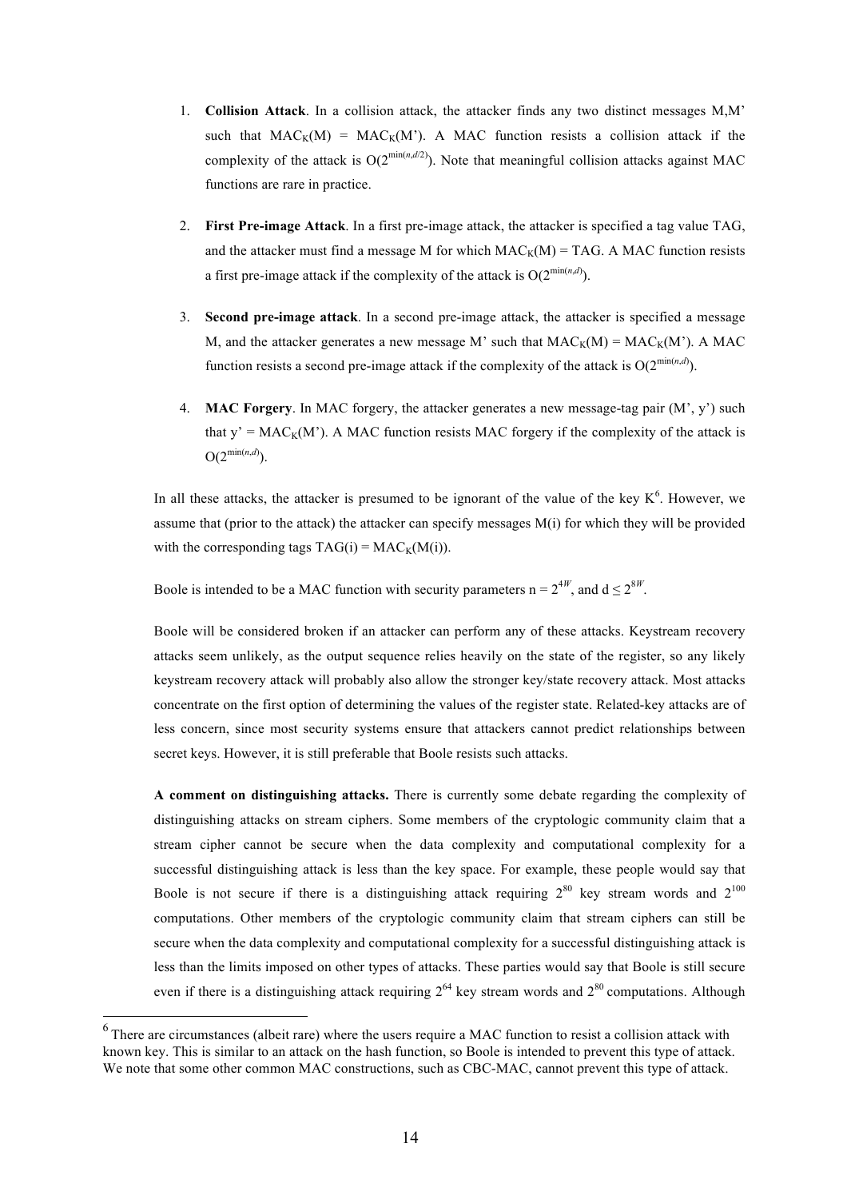1. **Collision Attack**. In a collision attack, the attacker finds any two distinct messages M,M' such that $MAC_K(M) = MAC_K(M')$. A MAC function resists a collision attack if the complexity of the attack is $O(2^{\min(n,d/2)})$. Note that meaningful collision attacks against MAC functions are rare in practice.

2. **First Pre-image Attack**. In a first pre-image attack, the attacker is specified a tag value TAG, and the attacker must find a message M for which $MAC_K(M) = TAG$. A MAC function resists a first pre-image attack if the complexity of the attack is $O(2^{\min(n,d)})$.

3. **Second pre-image attack**. In a second pre-image attack, the attacker is specified a message M, and the attacker generates a new message M' such that $MAC_K(M) = MAC_K(M')$. A MAC function resists a second pre-image attack if the complexity of the attack is $O(2^{\min(n,d)})$.

4. **MAC Forgery**. In MAC forgery, the attacker generates a new message-tag pair (M', y') such that $y' = MAC_K(M')$. A MAC function resists MAC forgery if the complexity of the attack is $O(2^{\min(n,d)})$.

In all these attacks, the attacker is presumed to be ignorant of the value of the key K[6]. However, we assume that (prior to the attack) the attacker can specify messages M(i) for which they will be provided with the corresponding tags $TAG(i) = MAC_K(M(i))$.

Boole is intended to be a MAC function with security parameters $n = 2^{4W}$, and $d \leq 2^{8W}$.

Boole will be considered broken if an attacker can perform any of these attacks. Keystream recovery attacks seem unlikely, as the output sequence relies heavily on the state of the register, so any likely keystream recovery attack will probably also allow the stronger key/state recovery attack. Most attacks concentrate on the first option of determining the values of the register state. Related-key attacks are of less concern, since most security systems ensure that attackers cannot predict relationships between secret keys. However, it is still preferable that Boole resists such attacks.

**A comment on distinguishing attacks.** There is currently some debate regarding the complexity of distinguishing attacks on stream ciphers. Some members of the cryptologic community claim that a stream cipher cannot be secure when the data complexity and computational complexity for a successful distinguishing attack is less than the key space. For example, these people would say that Boole is not secure if there is a distinguishing attack requiring $2^{80}$ key stream words and $2^{100}$ computations. Other members of the cryptologic community claim that stream ciphers can still be secure when the data complexity and computational complexity for a successful distinguishing attack is less than the limits imposed on other types of attacks. These parties would say that Boole is still secure even if there is a distinguishing attack requiring $2^{64}$ key stream words and $2^{80}$ computations. Although

[6] There are circumstances (albeit rare) where the users require a MAC function to resist a collision attack with known key. This is similar to an attack on the hash function, so Boole is intended to prevent this type of attack. We note that some other common MAC constructions, such as CBC-MAC, cannot prevent this type of attack.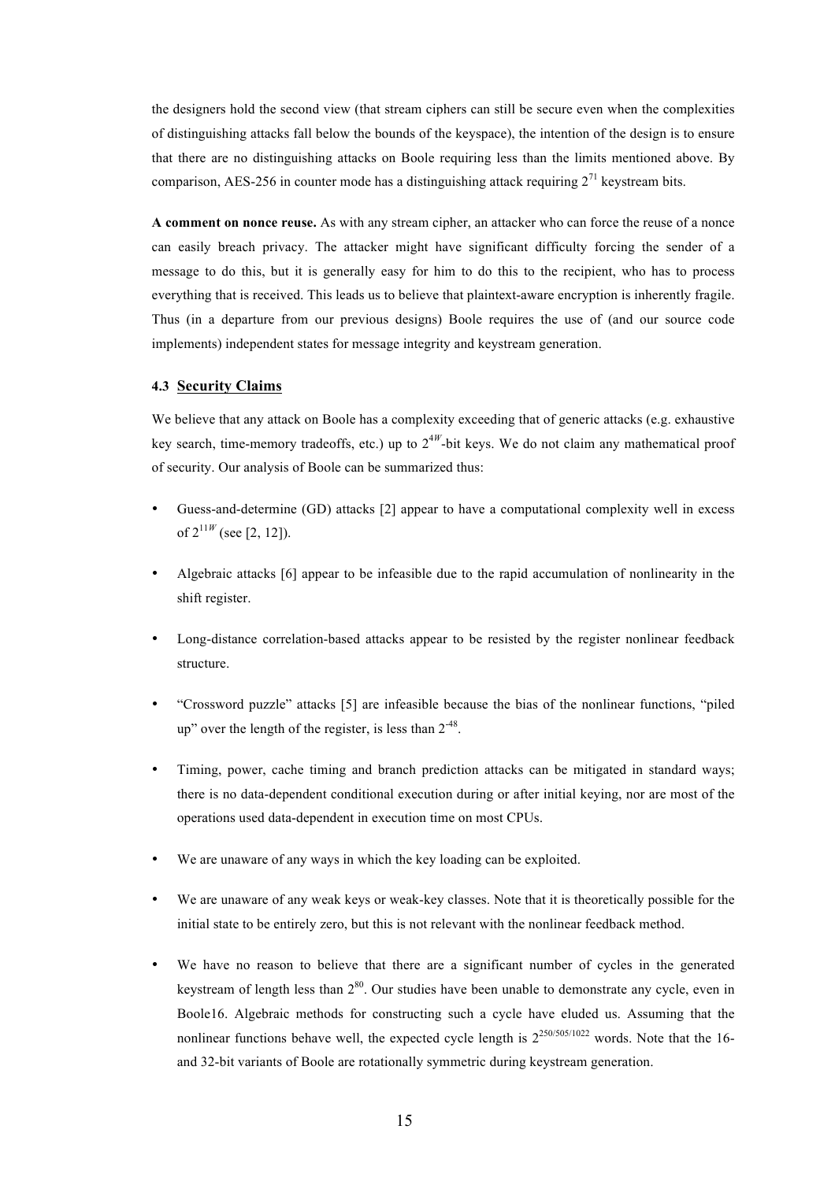the designers hold the second view (that stream ciphers can still be secure even when the complexities of distinguishing attacks fall below the bounds of the keyspace), the intention of the design is to ensure that there are no distinguishing attacks on Boole requiring less than the limits mentioned above. By comparison, AES-256 in counter mode has a distinguishing attack requiring $2^{71}$ keystream bits.

**A comment on nonce reuse.** As with any stream cipher, an attacker who can force the reuse of a nonce can easily breach privacy. The attacker might have significant difficulty forcing the sender of a message to do this, but it is generally easy for him to do this to the recipient, who has to process everything that is received. This leads us to believe that plaintext-aware encryption is inherently fragile. Thus (in a departure from our previous designs) Boole requires the use of (and our source code implements) independent states for message integrity and keystream generation.

### 4.3 Security Claims

We believe that any attack on Boole has a complexity exceeding that of generic attacks (e.g. exhaustive key search, time-memory tradeoffs, etc.) up to $2^{4W}$-bit keys. We do not claim any mathematical proof of security. Our analysis of Boole can be summarized thus:

- Guess-and-determine (GD) attacks [2] appear to have a computational complexity well in excess of $2^{11W}$ (see [2, 12]).
- Algebraic attacks [6] appear to be infeasible due to the rapid accumulation of nonlinearity in the shift register.
- Long-distance correlation-based attacks appear to be resisted by the register nonlinear feedback structure.
- "Crossword puzzle" attacks [5] are infeasible because the bias of the nonlinear functions, "piled up" over the length of the register, is less than $2^{-48}$.
- Timing, power, cache timing and branch prediction attacks can be mitigated in standard ways; there is no data-dependent conditional execution during or after initial keying, nor are most of the operations used data-dependent in execution time on most CPUs.
- We are unaware of any ways in which the key loading can be exploited.
- We are unaware of any weak keys or weak-key classes. Note that it is theoretically possible for the initial state to be entirely zero, but this is not relevant with the nonlinear feedback method.
- We have no reason to believe that there are a significant number of cycles in the generated keystream of length less than $2^{80}$. Our studies have been unable to demonstrate any cycle, even in Boole16. Algebraic methods for constructing such a cycle have eluded us. Assuming that the nonlinear functions behave well, the expected cycle length is $2^{250/505/1022}$ words. Note that the 16- and 32-bit variants of Boole are rotationally symmetric during keystream generation.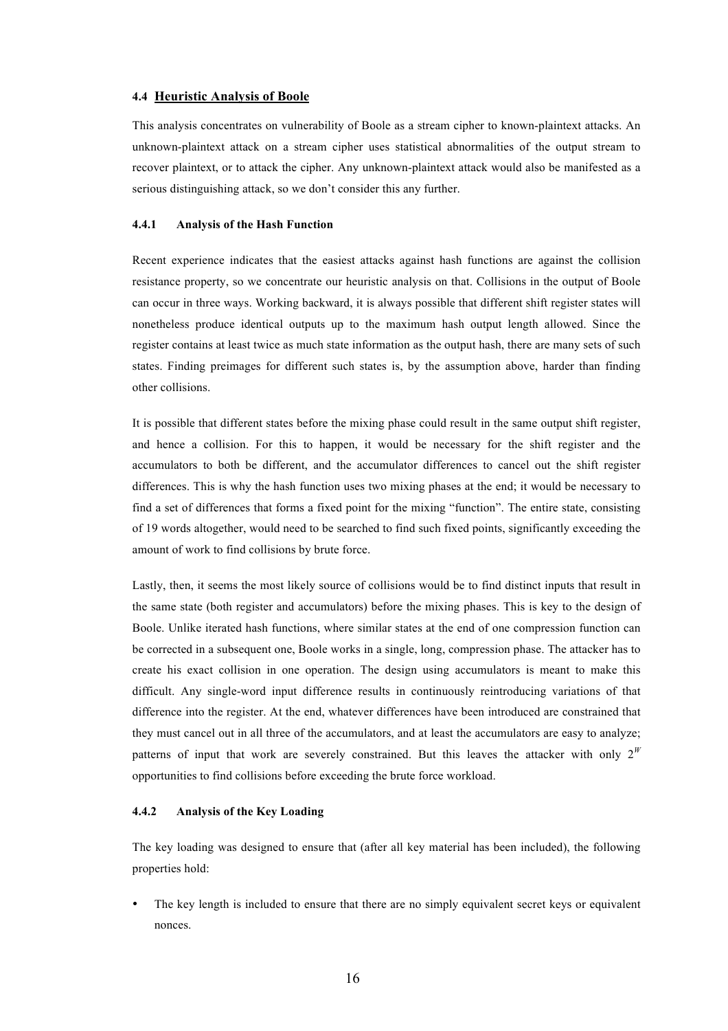### 4.4 Heuristic Analysis of Boole

This analysis concentrates on vulnerability of Boole as a stream cipher to known-plaintext attacks. An unknown-plaintext attack on a stream cipher uses statistical abnormalities of the output stream to recover plaintext, or to attack the cipher. Any unknown-plaintext attack would also be manifested as a serious distinguishing attack, so we don't consider this any further.

#### 4.4.1 Analysis of the Hash Function

Recent experience indicates that the easiest attacks against hash functions are against the collision resistance property, so we concentrate our heuristic analysis on that. Collisions in the output of Boole can occur in three ways. Working backward, it is always possible that different shift register states will nonetheless produce identical outputs up to the maximum hash output length allowed. Since the register contains at least twice as much state information as the output hash, there are many sets of such states. Finding preimages for different such states is, by the assumption above, harder than finding other collisions.

It is possible that different states before the mixing phase could result in the same output shift register, and hence a collision. For this to happen, it would be necessary for the shift register and the accumulators to both be different, and the accumulator differences to cancel out the shift register differences. This is why the hash function uses two mixing phases at the end; it would be necessary to find a set of differences that forms a fixed point for the mixing "function". The entire state, consisting of 19 words altogether, would need to be searched to find such fixed points, significantly exceeding the amount of work to find collisions by brute force.

Lastly, then, it seems the most likely source of collisions would be to find distinct inputs that result in the same state (both register and accumulators) before the mixing phases. This is key to the design of Boole. Unlike iterated hash functions, where similar states at the end of one compression function can be corrected in a subsequent one, Boole works in a single, long, compression phase. The attacker has to create his exact collision in one operation. The design using accumulators is meant to make this difficult. Any single-word input difference results in continuously reintroducing variations of that difference into the register. At the end, whatever differences have been introduced are constrained that they must cancel out in all three of the accumulators, and at least the accumulators are easy to analyze; patterns of input that work are severely constrained. But this leaves the attacker with only $2^W$ opportunities to find collisions before exceeding the brute force workload.

#### 4.4.2 Analysis of the Key Loading

The key loading was designed to ensure that (after all key material has been included), the following properties hold:

- The key length is included to ensure that there are no simply equivalent secret keys or equivalent nonces.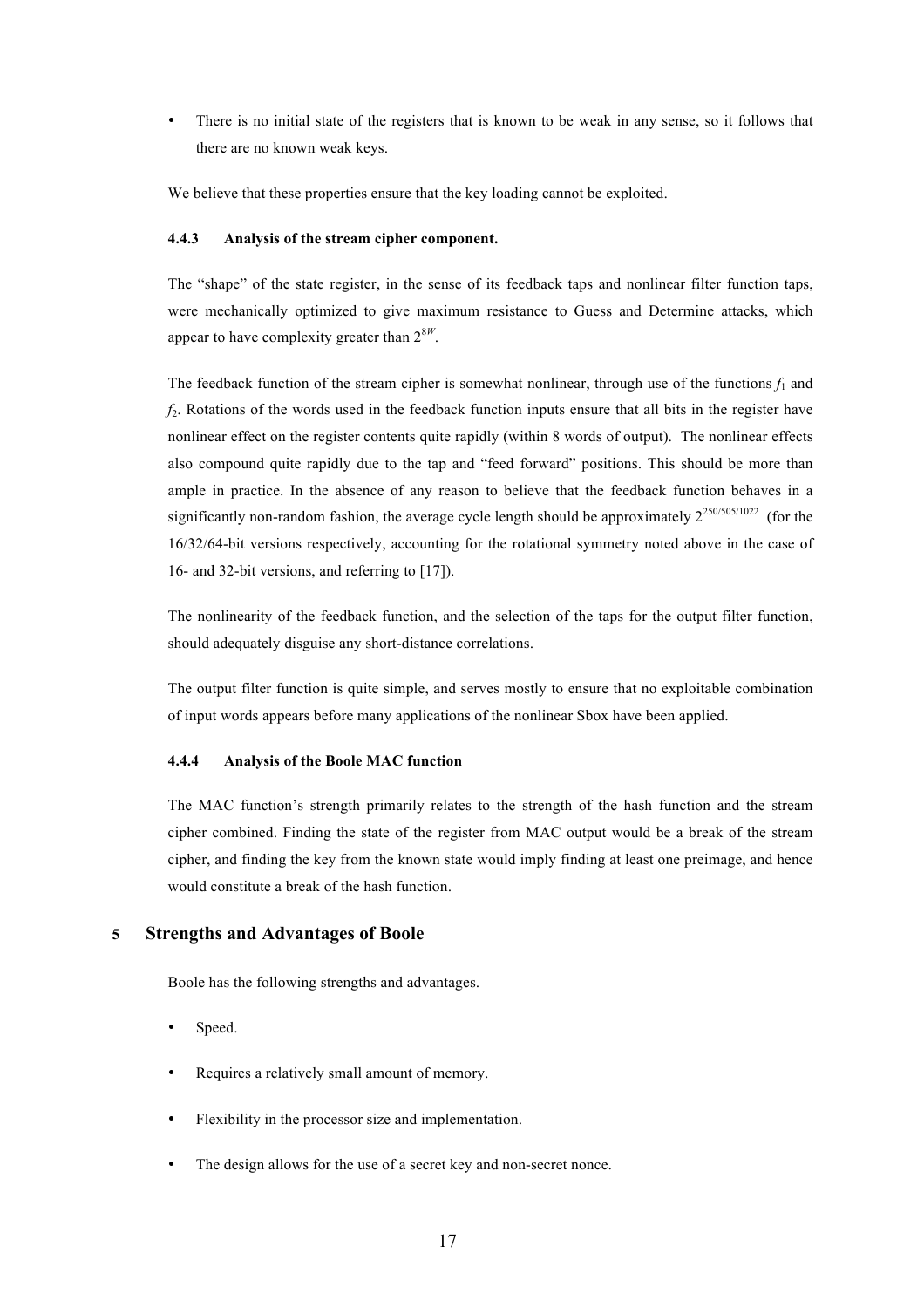- There is no initial state of the registers that is known to be weak in any sense, so it follows that there are no known weak keys.

We believe that these properties ensure that the key loading cannot be exploited.

#### 4.4.3 Analysis of the stream cipher component.

The "shape" of the state register, in the sense of its feedback taps and nonlinear filter function taps, were mechanically optimized to give maximum resistance to Guess and Determine attacks, which appear to have complexity greater than $2^{8W}$.

The feedback function of the stream cipher is somewhat nonlinear, through use of the functions $f_1$ and $f_2$. Rotations of the words used in the feedback function inputs ensure that all bits in the register have nonlinear effect on the register contents quite rapidly (within 8 words of output). The nonlinear effects also compound quite rapidly due to the tap and "feed forward" positions. This should be more than ample in practice. In the absence of any reason to believe that the feedback function behaves in a significantly non-random fashion, the average cycle length should be approximately $2^{250/505/1022}$ (for the 16/32/64-bit versions respectively, accounting for the rotational symmetry noted above in the case of 16- and 32-bit versions, and referring to [17]).

The nonlinearity of the feedback function, and the selection of the taps for the output filter function, should adequately disguise any short-distance correlations.

The output filter function is quite simple, and serves mostly to ensure that no exploitable combination of input words appears before many applications of the nonlinear Sbox have been applied.

#### 4.4.4 Analysis of the Boole MAC function

The MAC function's strength primarily relates to the strength of the hash function and the stream cipher combined. Finding the state of the register from MAC output would be a break of the stream cipher, and finding the key from the known state would imply finding at least one preimage, and hence would constitute a break of the hash function.

## 5 Strengths and Advantages of Boole

Boole has the following strengths and advantages.

- Speed.
- Requires a relatively small amount of memory.
- Flexibility in the processor size and implementation.
- The design allows for the use of a secret key and non-secret nonce.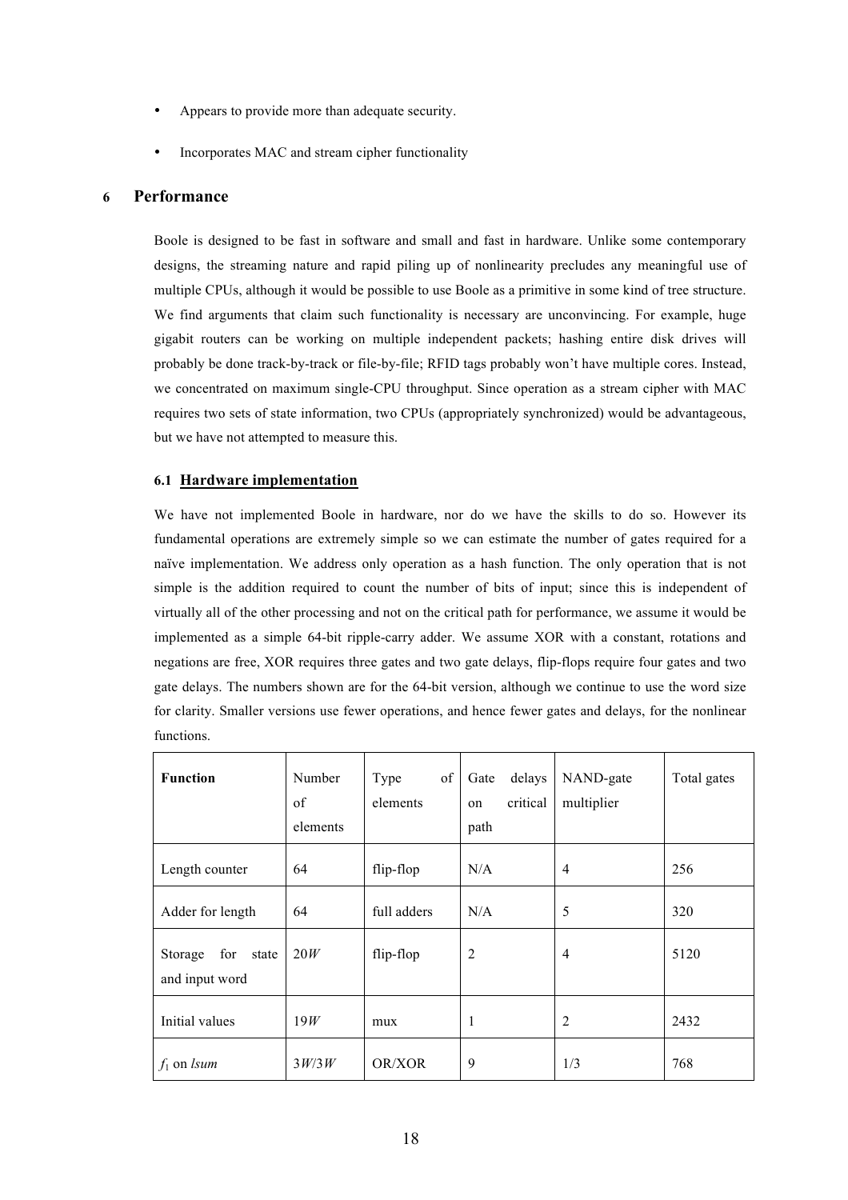- Appears to provide more than adequate security.
- Incorporates MAC and stream cipher functionality

## 6 Performance

Boole is designed to be fast in software and small and fast in hardware. Unlike some contemporary designs, the streaming nature and rapid piling up of nonlinearity precludes any meaningful use of multiple CPUs, although it would be possible to use Boole as a primitive in some kind of tree structure. We find arguments that claim such functionality is necessary are unconvincing. For example, huge gigabit routers can be working on multiple independent packets; hashing entire disk drives will probably be done track-by-track or file-by-file; RFID tags probably won't have multiple cores. Instead, we concentrated on maximum single-CPU throughput. Since operation as a stream cipher with MAC requires two sets of state information, two CPUs (appropriately synchronized) would be advantageous, but we have not attempted to measure this.

### 6.1 Hardware implementation

We have not implemented Boole in hardware, nor do we have the skills to do so. However its fundamental operations are extremely simple so we can estimate the number of gates required for a naïve implementation. We address only operation as a hash function. The only operation that is not simple is the addition required to count the number of bits of input; since this is independent of virtually all of the other processing and not on the critical path for performance, we assume it would be implemented as a simple 64-bit ripple-carry adder. We assume XOR with a constant, rotations and negations are free, XOR requires three gates and two gate delays, flip-flops require four gates and two gate delays. The numbers shown are for the 64-bit version, although we continue to use the word size for clarity. Smaller versions use fewer operations, and hence fewer gates and delays, for the nonlinear functions.

| **Function** | Number of elements | Type of elements | Gate delays on critical path | NAND-gate multiplier | Total gates |
|---|---|---|---|---|---|
| Length counter | 64 | flip-flop | N/A | 4 | 256 |
| Adder for length | 64 | full adders | N/A | 5 | 320 |
| Storage for state and input word | $20W$ | flip-flop | 2 | 4 | 5120 |
| Initial values | $19W$ | mux | 1 | 2 | 2432 |
| $f_1$ on *lsum* | $3W/3W$ | OR/XOR | 9 | 1/3 | 768 |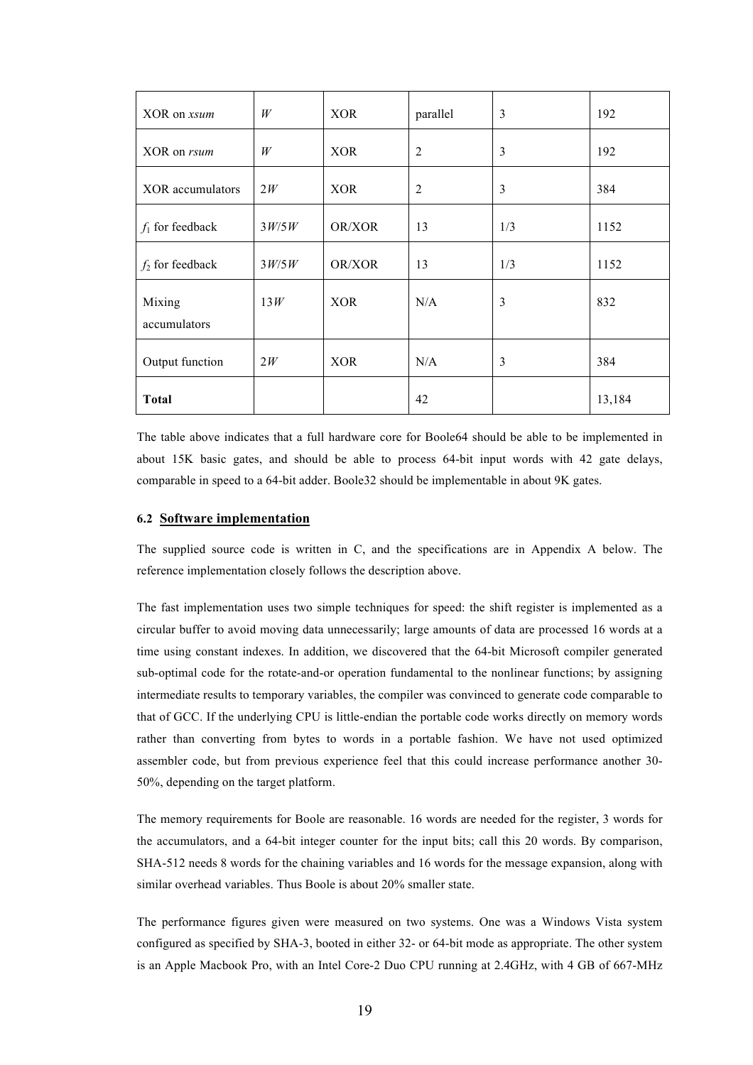| XOR on *xsum* | $W$ | XOR | parallel | 3 | 192 |
|---|---|---|---|---|---|
| XOR on *rsum* | $W$ | XOR | 2 | 3 | 192 |
| XOR accumulators | $2W$ | XOR | 2 | 3 | 384 |
| $f_1$ for feedback | $3W/5W$ | OR/XOR | 13 | 1/3 | 1152 |
| $f_2$ for feedback | $3W/5W$ | OR/XOR | 13 | 1/3 | 1152 |
| Mixing accumulators | $13W$ | XOR | N/A | 3 | 832 |
| Output function | $2W$ | XOR | N/A | 3 | 384 |
| **Total** | | | 42 | | 13,184 |

The table above indicates that a full hardware core for Boole64 should be able to be implemented in about 15K basic gates, and should be able to process 64-bit input words with 42 gate delays, comparable in speed to a 64-bit adder. Boole32 should be implementable in about 9K gates.

### 6.2 Software implementation

The supplied source code is written in C, and the specifications are in Appendix A below. The reference implementation closely follows the description above.

The fast implementation uses two simple techniques for speed: the shift register is implemented as a circular buffer to avoid moving data unnecessarily; large amounts of data are processed 16 words at a time using constant indexes. In addition, we discovered that the 64-bit Microsoft compiler generated sub-optimal code for the rotate-and-or operation fundamental to the nonlinear functions; by assigning intermediate results to temporary variables, the compiler was convinced to generate code comparable to that of GCC. If the underlying CPU is little-endian the portable code works directly on memory words rather than converting from bytes to words in a portable fashion. We have not used optimized assembler code, but from previous experience feel that this could increase performance another 30-50%, depending on the target platform.

The memory requirements for Boole are reasonable. 16 words are needed for the register, 3 words for the accumulators, and a 64-bit integer counter for the input bits; call this 20 words. By comparison, SHA-512 needs 8 words for the chaining variables and 16 words for the message expansion, along with similar overhead variables. Thus Boole is about 20% smaller state.

The performance figures given were measured on two systems. One was a Windows Vista system configured as specified by SHA-3, booted in either 32- or 64-bit mode as appropriate. The other system is an Apple Macbook Pro, with an Intel Core-2 Duo CPU running at 2.4GHz, with 4 GB of 667-MHz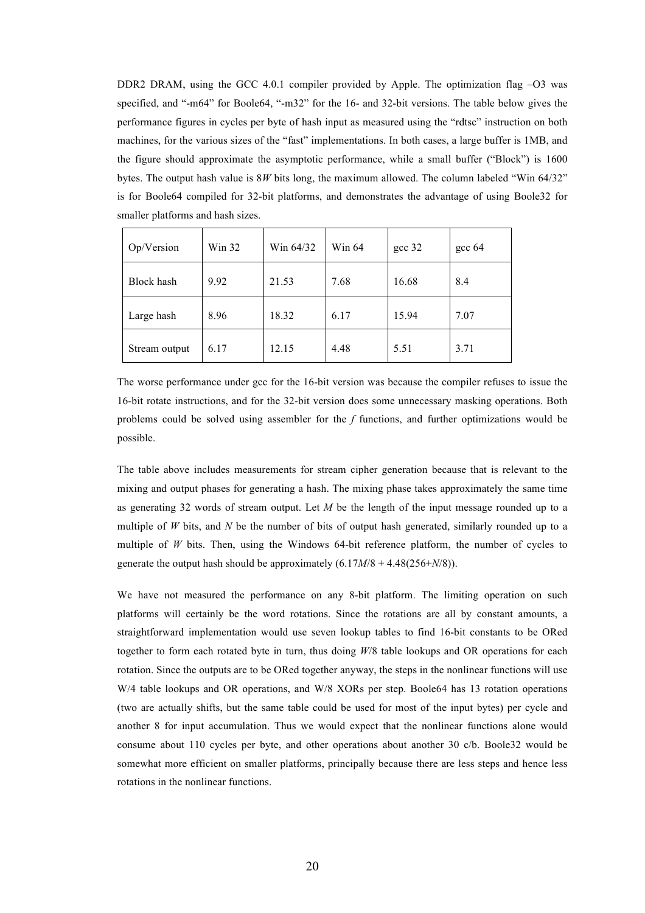DDR2 DRAM, using the GCC 4.0.1 compiler provided by Apple. The optimization flag –O3 was specified, and "-m64" for Boole64, "-m32" for the 16- and 32-bit versions. The table below gives the performance figures in cycles per byte of hash input as measured using the "rdtsc" instruction on both machines, for the various sizes of the "fast" implementations. In both cases, a large buffer is 1MB, and the figure should approximate the asymptotic performance, while a small buffer ("Block") is 1600 bytes. The output hash value is $8W$ bits long, the maximum allowed. The column labeled "Win 64/32" is for Boole64 compiled for 32-bit platforms, and demonstrates the advantage of using Boole32 for smaller platforms and hash sizes.

| Op/Version | Win 32 | Win 64/32 | Win 64 | gcc 32 | gcc 64 |
|---|---|---|---|---|---|
| Block hash | 9.92 | 21.53 | 7.68 | 16.68 | 8.4 |
| Large hash | 8.96 | 18.32 | 6.17 | 15.94 | 7.07 |
| Stream output | 6.17 | 12.15 | 4.48 | 5.51 | 3.71 |

The worse performance under gcc for the 16-bit version was because the compiler refuses to issue the 16-bit rotate instructions, and for the 32-bit version does some unnecessary masking operations. Both problems could be solved using assembler for the *f* functions, and further optimizations would be possible.

The table above includes measurements for stream cipher generation because that is relevant to the mixing and output phases for generating a hash. The mixing phase takes approximately the same time as generating 32 words of stream output. Let $M$ be the length of the input message rounded up to a multiple of $W$ bits, and $N$ be the number of bits of output hash generated, similarly rounded up to a multiple of $W$ bits. Then, using the Windows 64-bit reference platform, the number of cycles to generate the output hash should be approximately $(6.17M/8 + 4.48(256+N/8))$.

We have not measured the performance on any 8-bit platform. The limiting operation on such platforms will certainly be the word rotations. Since the rotations are all by constant amounts, a straightforward implementation would use seven lookup tables to find 16-bit constants to be ORed together to form each rotated byte in turn, thus doing $W/8$ table lookups and OR operations for each rotation. Since the outputs are to be ORed together anyway, the steps in the nonlinear functions will use $W/4$ table lookups and OR operations, and $W/8$ XORs per step. Boole64 has 13 rotation operations (two are actually shifts, but the same table could be used for most of the input bytes) per cycle and another 8 for input accumulation. Thus we would expect that the nonlinear functions alone would consume about 110 cycles per byte, and other operations about another 30 c/b. Boole32 would be somewhat more efficient on smaller platforms, principally because there are less steps and hence less rotations in the nonlinear functions.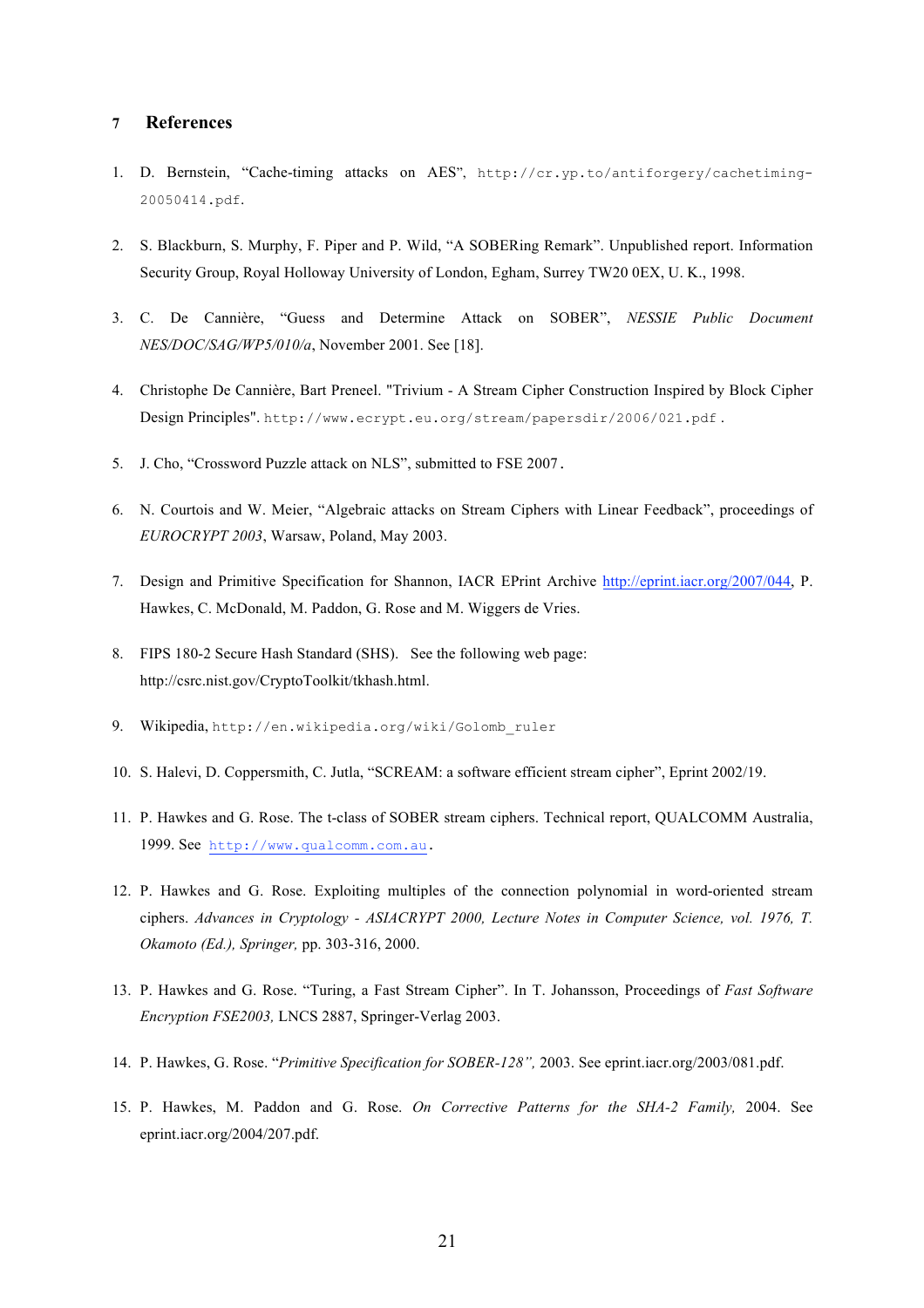## 7 References

1. D. Bernstein, "Cache-timing attacks on AES", http://cr.yp.to/antiforgery/cachetiming-20050414.pdf.

2. S. Blackburn, S. Murphy, F. Piper and P. Wild, "A SOBERing Remark". Unpublished report. Information Security Group, Royal Holloway University of London, Egham, Surrey TW20 0EX, U. K., 1998.

3. C. De Cannière, "Guess and Determine Attack on SOBER", *NESSIE Public Document NES/DOC/SAG/WP5/010/a*, November 2001. See [18].

4. Christophe De Cannière, Bart Preneel. "Trivium - A Stream Cipher Construction Inspired by Block Cipher Design Principles". http://www.ecrypt.eu.org/stream/papersdir/2006/021.pdf .

5. J. Cho, "Crossword Puzzle attack on NLS", submitted to FSE 2007.

6. N. Courtois and W. Meier, "Algebraic attacks on Stream Ciphers with Linear Feedback", proceedings of *EUROCRYPT 2003*, Warsaw, Poland, May 2003.

7. Design and Primitive Specification for Shannon, IACR EPrint Archive http://eprint.iacr.org/2007/044, P. Hawkes, C. McDonald, M. Paddon, G. Rose and M. Wiggers de Vries.

8. FIPS 180-2 Secure Hash Standard (SHS). See the following web page: http://csrc.nist.gov/CryptoToolkit/tkhash.html.

9. Wikipedia, http://en.wikipedia.org/wiki/Golomb_ruler

10. S. Halevi, D. Coppersmith, C. Jutla, "SCREAM: a software efficient stream cipher", Eprint 2002/19.

11. P. Hawkes and G. Rose. The t-class of SOBER stream ciphers. Technical report, QUALCOMM Australia, 1999. See http://www.qualcomm.com.au.

12. P. Hawkes and G. Rose. Exploiting multiples of the connection polynomial in word-oriented stream ciphers. *Advances in Cryptology - ASIACRYPT 2000, Lecture Notes in Computer Science, vol. 1976, T. Okamoto (Ed.), Springer,* pp. 303-316, 2000.

13. P. Hawkes and G. Rose. "Turing, a Fast Stream Cipher". In T. Johansson, Proceedings of *Fast Software Encryption FSE2003,* LNCS 2887, Springer-Verlag 2003.

14. P. Hawkes, G. Rose. "*Primitive Specification for SOBER-128",* 2003. See eprint.iacr.org/2003/081.pdf.

15. P. Hawkes, M. Paddon and G. Rose. *On Corrective Patterns for the SHA-2 Family,* 2004. See eprint.iacr.org/2004/207.pdf.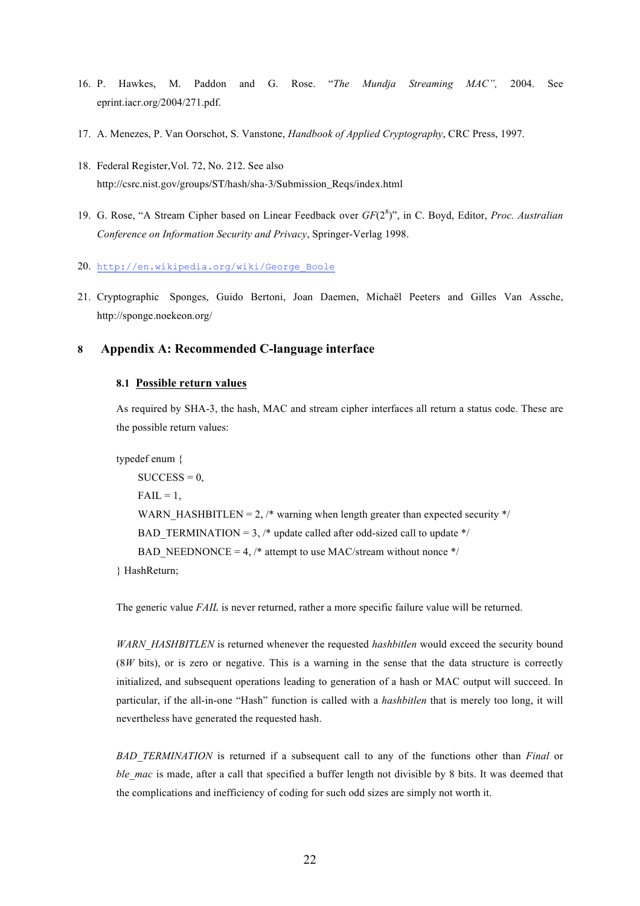16. P. Hawkes, M. Paddon and G. Rose. "*The Mundja Streaming MAC",* 2004. See eprint.iacr.org/2004/271.pdf.

17. A. Menezes, P. Van Oorschot, S. Vanstone, *Handbook of Applied Cryptography*, CRC Press, 1997.

18. Federal Register,Vol. 72, No. 212. See also http://csrc.nist.gov/groups/ST/hash/sha-3/Submission_Reqs/index.html

19. G. Rose, "A Stream Cipher based on Linear Feedback over $GF(2^8)$", in C. Boyd, Editor, *Proc. Australian Conference on Information Security and Privacy*, Springer-Verlag 1998.

20. http://en.wikipedia.org/wiki/George_Boole

21. Cryptographic Sponges, Guido Bertoni, Joan Daemen, Michaël Peeters and Gilles Van Assche, http://sponge.noekeon.org/

# 8 Appendix A: Recommended C-language interface

## 8.1 Possible return values

As required by SHA-3, the hash, MAC and stream cipher interfaces all return a status code. These are the possible return values:

```
typedef enum {
    SUCCESS = 0,
    FAIL = 1,
    WARN_HASHBITLEN = 2, /* warning when length greater than expected security */
    BAD_TERMINATION = 3, /* update called after odd-sized call to update */
    BAD_NEEDNONCE = 4, /* attempt to use MAC/stream without nonce */
} HashReturn;
```

The generic value *FAIL* is never returned, rather a more specific failure value will be returned.

*WARN_HASHBITLEN* is returned whenever the requested *hashbitlen* would exceed the security bound ($8W$ bits), or is zero or negative. This is a warning in the sense that the data structure is correctly initialized, and subsequent operations leading to generation of a hash or MAC output will succeed. In particular, if the all-in-one "Hash" function is called with a *hashbitlen* that is merely too long, it will nevertheless have generated the requested hash.

*BAD_TERMINATION* is returned if a subsequent call to any of the functions other than *Final* or *ble_mac* is made, after a call that specified a buffer length not divisible by 8 bits. It was deemed that the complications and inefficiency of coding for such odd sizes are simply not worth it.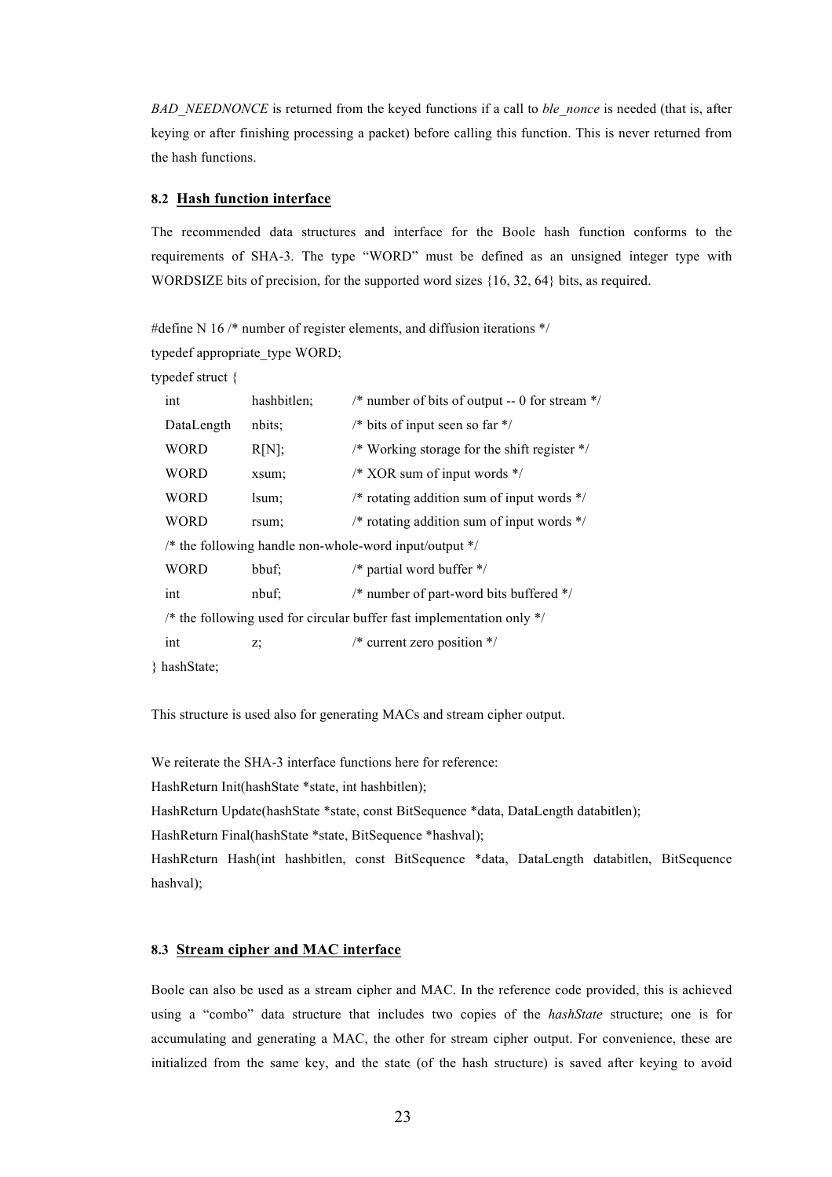*BAD_NEEDNONCE* is returned from the keyed functions if a call to *ble_nonce* is needed (that is, after keying or after finishing processing a packet) before calling this function. This is never returned from the hash functions.

### 8.2 Hash function interface

The recommended data structures and interface for the Boole hash function conforms to the requirements of SHA-3. The type "WORD" must be defined as an unsigned integer type with WORDSIZE bits of precision, for the supported word sizes {16, 32, 64} bits, as required.

```
#define N 16 /* number of register elements, and diffusion iterations */
typedef appropriate_type WORD;
typedef struct {
    int         hashbitlen;  /* number of bits of output -- 0 for stream */
    DataLength  nbits;       /* bits of input seen so far */
    WORD        R[N];        /* Working storage for the shift register */
    WORD        xsum;        /* XOR sum of input words */
    WORD        lsum;        /* rotating addition sum of input words */
    WORD        rsum;        /* rotating addition sum of input words */
    /* the following handle non-whole-word input/output */
    WORD        bbuf;        /* partial word buffer */
    int         nbuf;        /* number of part-word bits buffered */
    /* the following used for circular buffer fast implementation only */
    int         z;           /* current zero position */
} hashState;
```

This structure is used also for generating MACs and stream cipher output.

We reiterate the SHA-3 interface functions here for reference:

```
HashReturn Init(hashState *state, int hashbitlen);
HashReturn Update(hashState *state, const BitSequence *data, DataLength databitlen);
HashReturn Final(hashState *state, BitSequence *hashval);
HashReturn Hash(int hashbitlen, const BitSequence *data, DataLength databitlen, BitSequence hashval);
```

### 8.3 Stream cipher and MAC interface

Boole can also be used as a stream cipher and MAC. In the reference code provided, this is achieved using a "combo" data structure that includes two copies of the *hashState* structure; one is for accumulating and generating a MAC, the other for stream cipher output. For convenience, these are initialized from the same key, and the state (of the hash structure) is saved after keying to avoid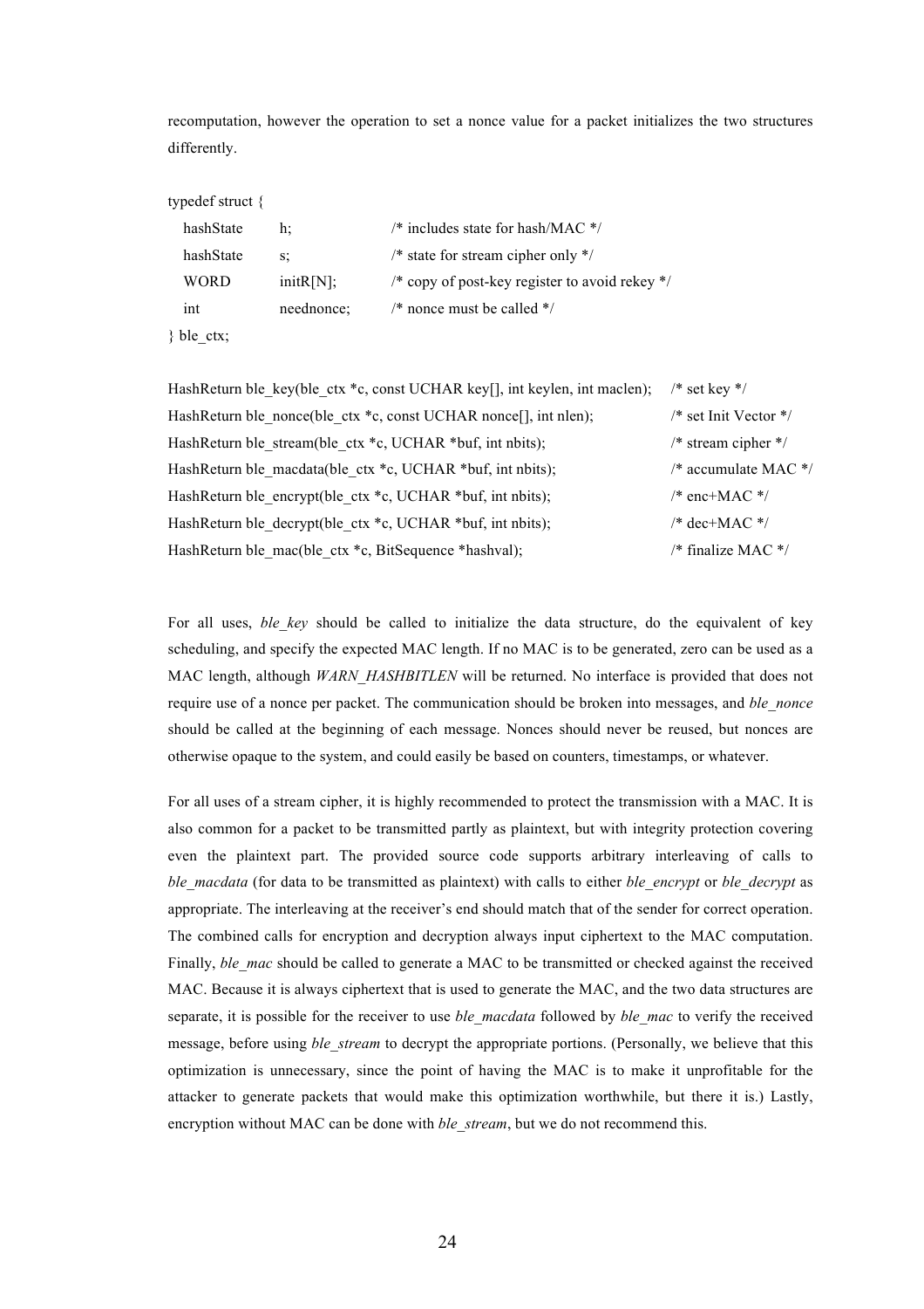recomputation, however the operation to set a nonce value for a packet initializes the two structures differently.

```
typedef struct {
   hashState    h;           /* includes state for hash/MAC */
   hashState    s;           /* state for stream cipher only */
   WORD         initR[N];    /* copy of post-key register to avoid rekey */
   int          neednonce;   /* nonce must be called */
} ble_ctx;
```

```
HashReturn ble_key(ble_ctx *c, const UCHAR key[], int keylen, int maclen);   /* set key */
HashReturn ble_nonce(ble_ctx *c, const UCHAR nonce[], int nlen);             /* set Init Vector */
HashReturn ble_stream(ble_ctx *c, UCHAR *buf, int nbits);                    /* stream cipher */
HashReturn ble_macdata(ble_ctx *c, UCHAR *buf, int nbits);                   /* accumulate MAC */
HashReturn ble_encrypt(ble_ctx *c, UCHAR *buf, int nbits);                   /* enc+MAC */
HashReturn ble_decrypt(ble_ctx *c, UCHAR *buf, int nbits);                   /* dec+MAC */
HashReturn ble_mac(ble_ctx *c, BitSequence *hashval);                        /* finalize MAC */
```

For all uses, *ble_key* should be called to initialize the data structure, do the equivalent of key scheduling, and specify the expected MAC length. If no MAC is to be generated, zero can be used as a MAC length, although *WARN_HASHBITLEN* will be returned. No interface is provided that does not require use of a nonce per packet. The communication should be broken into messages, and *ble_nonce* should be called at the beginning of each message. Nonces should never be reused, but nonces are otherwise opaque to the system, and could easily be based on counters, timestamps, or whatever.

For all uses of a stream cipher, it is highly recommended to protect the transmission with a MAC. It is also common for a packet to be transmitted partly as plaintext, but with integrity protection covering even the plaintext part. The provided source code supports arbitrary interleaving of calls to *ble_macdata* (for data to be transmitted as plaintext) with calls to either *ble_encrypt* or *ble_decrypt* as appropriate. The interleaving at the receiver's end should match that of the sender for correct operation. The combined calls for encryption and decryption always input ciphertext to the MAC computation. Finally, *ble_mac* should be called to generate a MAC to be transmitted or checked against the received MAC. Because it is always ciphertext that is used to generate the MAC, and the two data structures are separate, it is possible for the receiver to use *ble_macdata* followed by *ble_mac* to verify the received message, before using *ble_stream* to decrypt the appropriate portions. (Personally, we believe that this optimization is unnecessary, since the point of having the MAC is to make it unprofitable for the attacker to generate packets that would make this optimization worthwhile, but there it is.) Lastly, encryption without MAC can be done with *ble_stream*, but we do not recommend this.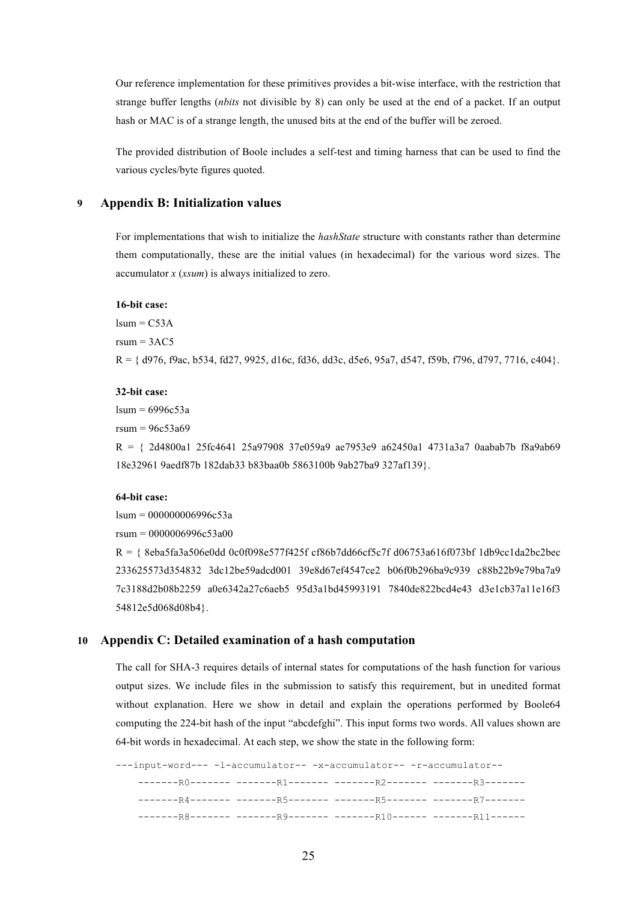Our reference implementation for these primitives provides a bit-wise interface, with the restriction that strange buffer lengths (*nbits* not divisible by 8) can only be used at the end of a packet. If an output hash or MAC is of a strange length, the unused bits at the end of the buffer will be zeroed.

The provided distribution of Boole includes a self-test and timing harness that can be used to find the various cycles/byte figures quoted.

# 9 Appendix B: Initialization values

For implementations that wish to initialize the *hashState* structure with constants rather than determine them computationally, these are the initial values (in hexadecimal) for the various word sizes. The accumulator *x* (*xsum*) is always initialized to zero.

**16-bit case:**

lsum = C53A

rsum = 3AC5

R = { d976, f9ac, b534, fd27, 9925, d16c, fd36, dd3c, d5e6, 95a7, d547, f59b, f796, d797, 7716, c404}.

**32-bit case:**

lsum = 6996c53a

rsum = 96c53a69

R = { 2d4800a1 25fc4641 25a97908 37e059a9 ae7953e9 a62450a1 4731a3a7 0aabab7b f8a9ab69 18e32961 9aedf87b 182dab33 b83baa0b 5863100b 9ab27ba9 327af139}.

**64-bit case:**

lsum = 000000006996c53a

rsum = 0000006996c53a00

R = { 8eba5fa3a506e0dd 0c0f098e577f425f cf86b7dd66cf5c7f d06753a616f073bf 1db9cc1da2bc2bec 233625573d354832 3dc12be59adcd001 39e8d67ef4547ce2 b06f0b296ba9c939 c88b22b9e79ba7a9 7c3188d2b08b2259 a0e6342a27c6aeb5 95d3a1bd45993191 7840de822bcd4e43 d3e1cb37a11e16f3 54812e5d068d08b4}.

# 10 Appendix C: Detailed examination of a hash computation

The call for SHA-3 requires details of internal states for computations of the hash function for various output sizes. We include files in the submission to satisfy this requirement, but in unedited format without explanation. Here we show in detail and explain the operations performed by Boole64 computing the 224-bit hash of the input "abcdefghi". This input forms two words. All values shown are 64-bit words in hexadecimal. At each step, we show the state in the following form:

```
---input-word--- -l-accumulator-- -x-accumulator-- -r-accumulator--
    -------R0------- -------R1------- -------R2------- -------R3-------
    -------R4------- -------R5------- -------R5------- -------R7-------
    -------R8------- -------R9------- -------R10------ -------R11------
```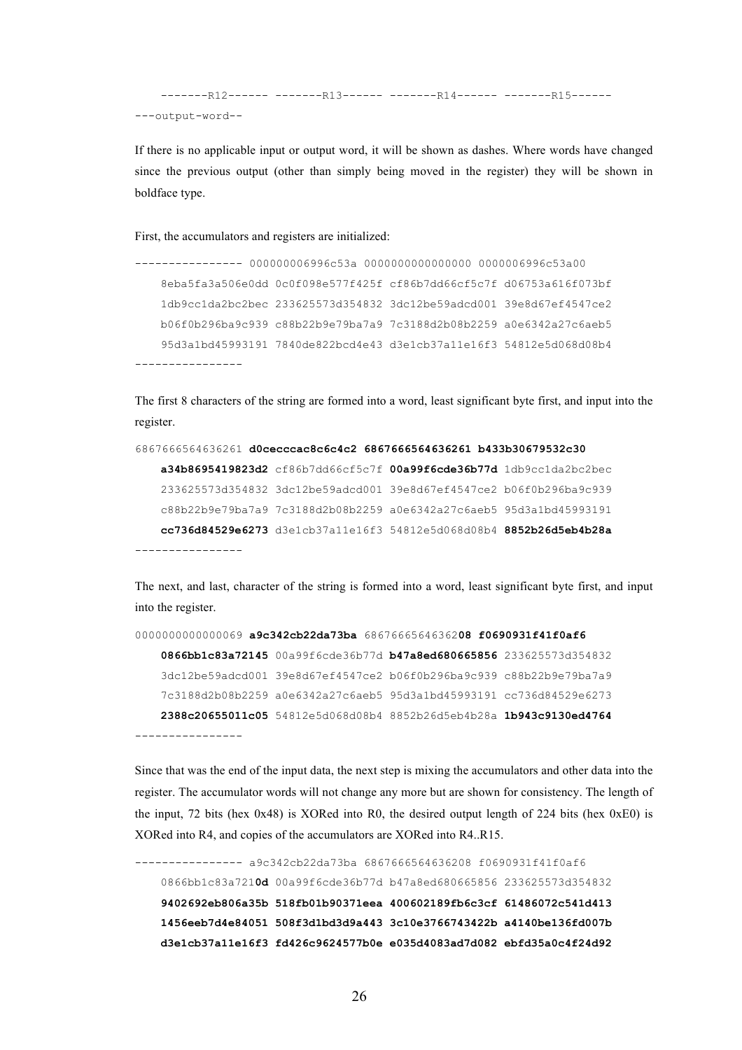```
-------R12------ -------R13------ -------R14------ -------R15------
---output-word--
```

If there is no applicable input or output word, it will be shown as dashes. Where words have changed since the previous output (other than simply being moved in the register) they will be shown in boldface type.

First, the accumulators and registers are initialized:

```
---------------- 000000006996c53a 0000000000000000 0000006996c53a00
    8eba5fa3a506e0dd 0c0f098e577f425f cf86b7dd66cf5c7f d06753a616f073bf
    1db9cc1da2bc2bec 233625573d354832 3dc12be59adcd001 39e8d67ef4547ce2
    b06f0b296ba9c939 c88b22b9e79ba7a9 7c3188d2b08b2259 a0e6342a27c6aeb5
    95d3a1bd45993191 7840de822bcd4e43 d3e1cb37a11e16f3 54812e5d068d08b4
----------------
```

The first 8 characters of the string are formed into a word, least significant byte first, and input into the register.

```
6867666564636261 d0cecccac8c6c4c2 6867666564636261 b433b30679532c30
    a34b8695419823d2 cf86b7dd66cf5c7f 00a99f6cde36b77d 1db9cc1da2bc2bec
    233625573d354832 3dc12be59adcd001 39e8d67ef4547ce2 b06f0b296ba9c939
    c88b22b9e79ba7a9 7c3188d2b08b2259 a0e6342a27c6aeb5 95d3a1bd45993191
    cc736d84529e6273 d3e1cb37a11e16f3 54812e5d068d08b4 8852b26d5eb4b28a
----------------
```

The next, and last, character of the string is formed into a word, least significant byte first, and input into the register.

```
0000000000000069 a9c342cb22da73ba 6867666564636208 f0690931f41f0af6
    0866bb1c83a72145 00a99f6cde36b77d b47a8ed680665856 233625573d354832
    3dc12be59adcd001 39e8d67ef4547ce2 b06f0b296ba9c939 c88b22b9e79ba7a9
    7c3188d2b08b2259 a0e6342a27c6aeb5 95d3a1bd45993191 cc736d84529e6273
    2388c20655011c05 54812e5d068d08b4 8852b26d5eb4b28a 1b943c9130ed4764
----------------
```

Since that was the end of the input data, the next step is mixing the accumulators and other data into the register. The accumulator words will not change any more but are shown for consistency. The length of the input, 72 bits (hex 0x48) is XORed into R0, the desired output length of 224 bits (hex 0xE0) is XORed into R4, and copies of the accumulators are XORed into R4..R15.

```
---------------- a9c342cb22da73ba 6867666564636208 f0690931f41f0af6
    0866bb1c83a7210d 00a99f6cde36b77d b47a8ed680665856 233625573d354832
    9402692eb806a35b 518fb01b90371eea 400602189fb6c3cf 61486072c541d413
    1456eeb7d4e84051 508f3d1bd3d9a443 3c10e3766743422b a4140be136fd007b
    d3e1cb37a11e16f3 fd426c9624577b0e e035d4083ad7d082 ebfd35a0c4f24d92
```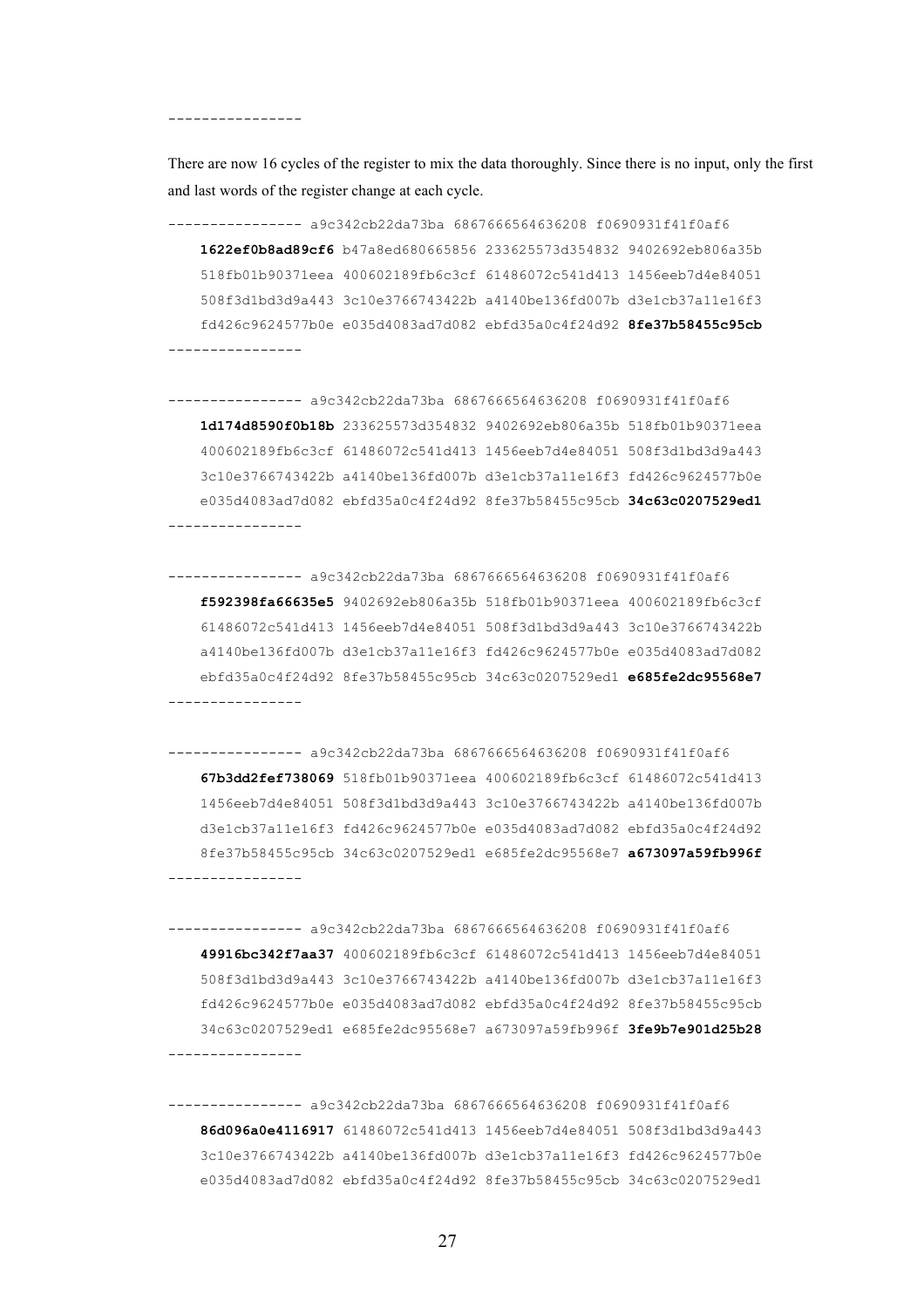```
----------------
```

There are now 16 cycles of the register to mix the data thoroughly. Since there is no input, only the first and last words of the register change at each cycle.

```
---------------- a9c342cb22da73ba 6867666564636208 f0690931f41f0af6
    1622ef0b8ad89cf6 b47a8ed680665856 233625573d354832 9402692eb806a35b
    518fb01b90371eea 400602189fb6c3cf 61486072c541d413 1456eeb7d4e84051
    508f3d1bd3d9a443 3c10e3766743422b a4140be136fd007b d3e1cb37a11e16f3
    fd426c9624577b0e e035d4083ad7d082 ebfd35a0c4f24d92 8fe37b58455c95cb
----------------
```

```
---------------- a9c342cb22da73ba 6867666564636208 f0690931f41f0af6
    1d174d8590f0b18b 233625573d354832 9402692eb806a35b 518fb01b90371eea
    400602189fb6c3cf 61486072c541d413 1456eeb7d4e84051 508f3d1bd3d9a443
    3c10e3766743422b a4140be136fd007b d3e1cb37a11e16f3 fd426c9624577b0e
    e035d4083ad7d082 ebfd35a0c4f24d92 8fe37b58455c95cb 34c63c0207529ed1
----------------
```

```
---------------- a9c342cb22da73ba 6867666564636208 f0690931f41f0af6
    f592398fa66635e5 9402692eb806a35b 518fb01b90371eea 400602189fb6c3cf
    61486072c541d413 1456eeb7d4e84051 508f3d1bd3d9a443 3c10e3766743422b
    a4140be136fd007b d3e1cb37a11e16f3 fd426c9624577b0e e035d4083ad7d082
    ebfd35a0c4f24d92 8fe37b58455c95cb 34c63c0207529ed1 e685fe2dc95568e7
----------------
```

```
---------------- a9c342cb22da73ba 6867666564636208 f0690931f41f0af6
    67b3dd2fef738069 518fb01b90371eea 400602189fb6c3cf 61486072c541d413
    1456eeb7d4e84051 508f3d1bd3d9a443 3c10e3766743422b a4140be136fd007b
    d3e1cb37a11e16f3 fd426c9624577b0e e035d4083ad7d082 ebfd35a0c4f24d92
    8fe37b58455c95cb 34c63c0207529ed1 e685fe2dc95568e7 a673097a59fb996f
----------------
```

```
---------------- a9c342cb22da73ba 6867666564636208 f0690931f41f0af6
    49916bc342f7aa37 400602189fb6c3cf 61486072c541d413 1456eeb7d4e84051
    508f3d1bd3d9a443 3c10e3766743422b a4140be136fd007b d3e1cb37a11e16f3
    fd426c9624577b0e e035d4083ad7d082 ebfd35a0c4f24d92 8fe37b58455c95cb
    34c63c0207529ed1 e685fe2dc95568e7 a673097a59fb996f 3fe9b7e901d25b28
----------------
```

```
---------------- a9c342cb22da73ba 6867666564636208 f0690931f41f0af6
    86d096a0e4116917 61486072c541d413 1456eeb7d4e84051 508f3d1bd3d9a443
    3c10e3766743422b a4140be136fd007b d3e1cb37a11e16f3 fd426c9624577b0e
    e035d4083ad7d082 ebfd35a0c4f24d92 8fe37b58455c95cb 34c63c0207529ed1
```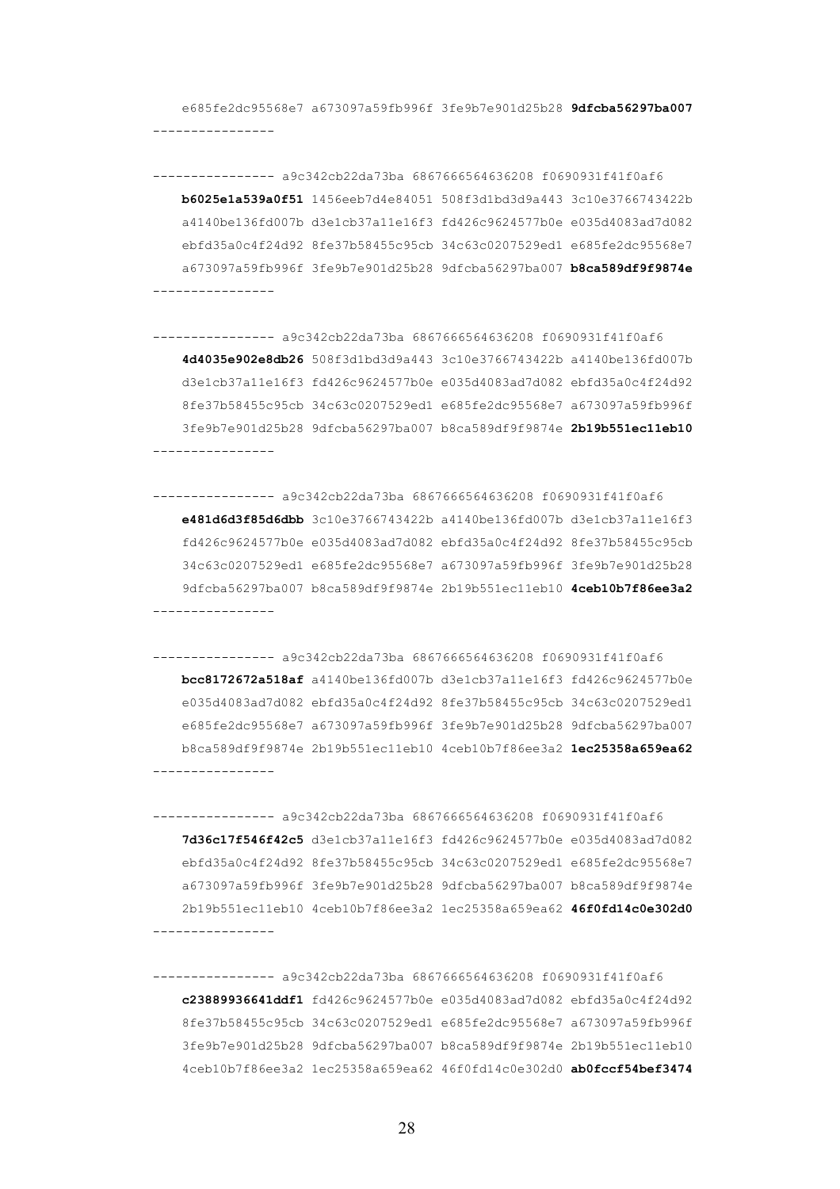e685fe2dc95568e7 a673097a59fb996f 3fe9b7e901d25b28 **9dfcba56297ba007**
----------------

---------------- a9c342cb22da73ba 6867666564636208 f0690931f41f0af6
**b6025e1a539a0f51** 1456eeb7d4e84051 508f3d1bd3d9a443 3c10e3766743422b
a4140be136fd007b d3e1cb37a11e16f3 fd426c9624577b0e e035d4083ad7d082
ebfd35a0c4f24d92 8fe37b58455c95cb 34c63c0207529ed1 e685fe2dc95568e7
a673097a59fb996f 3fe9b7e901d25b28 9dfcba56297ba007 **b8ca589df9f9874e**
----------------

---------------- a9c342cb22da73ba 6867666564636208 f0690931f41f0af6
**4d4035e902e8db26** 508f3d1bd3d9a443 3c10e3766743422b a4140be136fd007b
d3e1cb37a11e16f3 fd426c9624577b0e e035d4083ad7d082 ebfd35a0c4f24d92
8fe37b58455c95cb 34c63c0207529ed1 e685fe2dc95568e7 a673097a59fb996f
3fe9b7e901d25b28 9dfcba56297ba007 b8ca589df9f9874e **2b19b551ec11eb10**
----------------

---------------- a9c342cb22da73ba 6867666564636208 f0690931f41f0af6
**e481d6d3f85d6dbb** 3c10e3766743422b a4140be136fd007b d3e1cb37a11e16f3
fd426c9624577b0e e035d4083ad7d082 ebfd35a0c4f24d92 8fe37b58455c95cb
34c63c0207529ed1 e685fe2dc95568e7 a673097a59fb996f 3fe9b7e901d25b28
9dfcba56297ba007 b8ca589df9f9874e 2b19b551ec11eb10 **4ceb10b7f86ee3a2**
----------------

---------------- a9c342cb22da73ba 6867666564636208 f0690931f41f0af6
**bcc8172672a518af** a4140be136fd007b d3e1cb37a11e16f3 fd426c9624577b0e
e035d4083ad7d082 ebfd35a0c4f24d92 8fe37b58455c95cb 34c63c0207529ed1
e685fe2dc95568e7 a673097a59fb996f 3fe9b7e901d25b28 9dfcba56297ba007
b8ca589df9f9874e 2b19b551ec11eb10 4ceb10b7f86ee3a2 **1ec25358a659ea62**
----------------

---------------- a9c342cb22da73ba 6867666564636208 f0690931f41f0af6
**7d36c17f546f42c5** d3e1cb37a11e16f3 fd426c9624577b0e e035d4083ad7d082
ebfd35a0c4f24d92 8fe37b58455c95cb 34c63c0207529ed1 e685fe2dc95568e7
a673097a59fb996f 3fe9b7e901d25b28 9dfcba56297ba007 b8ca589df9f9874e
2b19b551ec11eb10 4ceb10b7f86ee3a2 1ec25358a659ea62 **46f0fd14c0e302d0**
----------------

---------------- a9c342cb22da73ba 6867666564636208 f0690931f41f0af6
**c23889936641ddf1** fd426c9624577b0e e035d4083ad7d082 ebfd35a0c4f24d92
8fe37b58455c95cb 34c63c0207529ed1 e685fe2dc95568e7 a673097a59fb996f
3fe9b7e901d25b28 9dfcba56297ba007 b8ca589df9f9874e 2b19b551ec11eb10
4ceb10b7f86ee3a2 1ec25358a659ea62 46f0fd14c0e302d0 **ab0fccf54bef3474**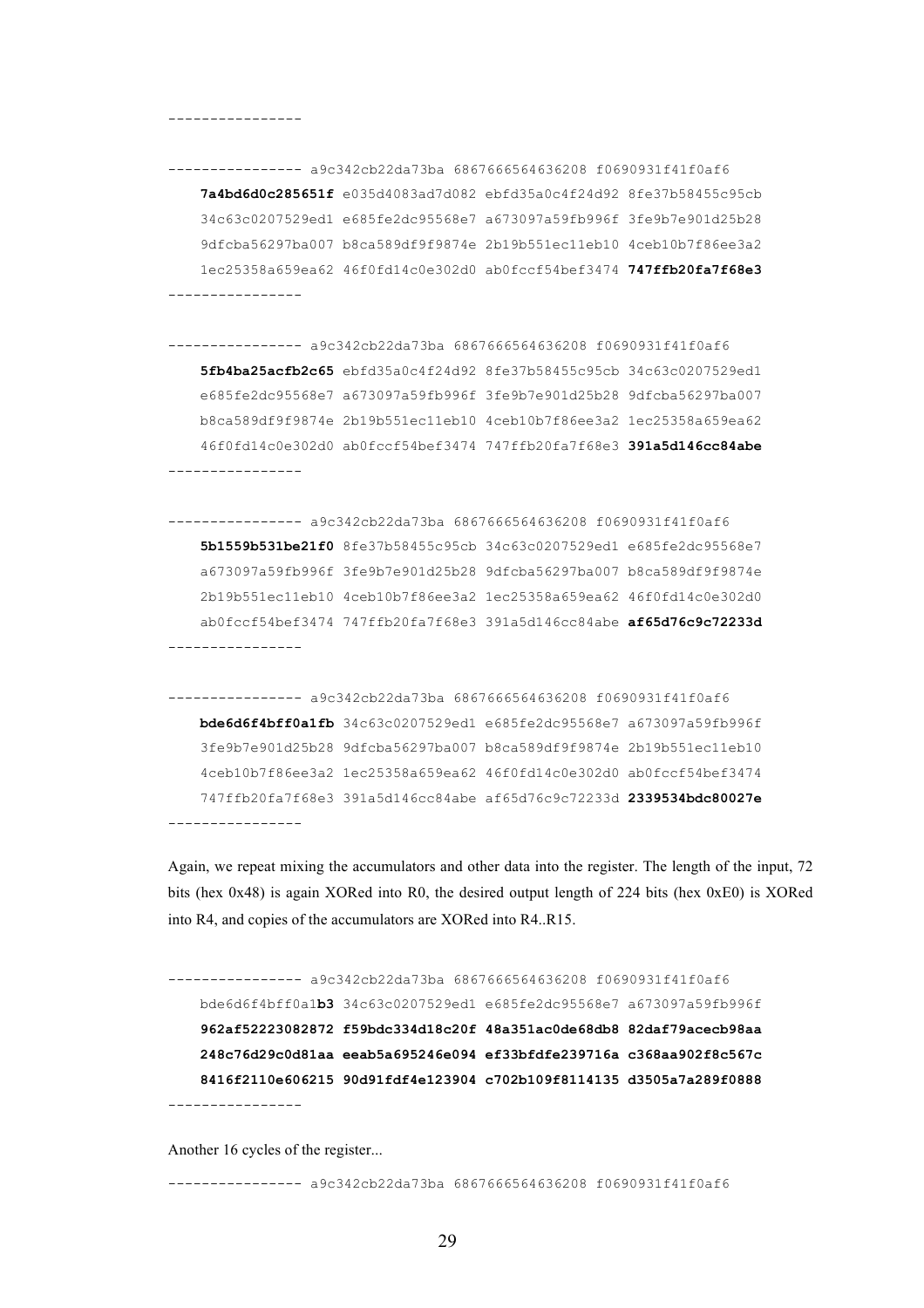```
----------------

---------------- a9c342cb22da73ba 6867666564636208 f0690931f41f0af6
    7a4bd6d0c285651f e035d4083ad7d082 ebfd35a0c4f24d92 8fe37b58455c95cb
    34c63c0207529ed1 e685fe2dc95568e7 a673097a59fb996f 3fe9b7e901d25b28
    9dfcba56297ba007 b8ca589df9f9874e 2b19b551ec11eb10 4ceb10b7f86ee3a2
    1ec25358a659ea62 46f0fd14c0e302d0 ab0fccf54bef3474 747ffb20fa7f68e3
----------------

---------------- a9c342cb22da73ba 6867666564636208 f0690931f41f0af6
    5fb4ba25acfb2c65 ebfd35a0c4f24d92 8fe37b58455c95cb 34c63c0207529ed1
    e685fe2dc95568e7 a673097a59fb996f 3fe9b7e901d25b28 9dfcba56297ba007
    b8ca589df9f9874e 2b19b551ec11eb10 4ceb10b7f86ee3a2 1ec25358a659ea62
    46f0fd14c0e302d0 ab0fccf54bef3474 747ffb20fa7f68e3 391a5d146cc84abe
----------------

---------------- a9c342cb22da73ba 6867666564636208 f0690931f41f0af6
    5b1559b531be21f0 8fe37b58455c95cb 34c63c0207529ed1 e685fe2dc95568e7
    a673097a59fb996f 3fe9b7e901d25b28 9dfcba56297ba007 b8ca589df9f9874e
    2b19b551ec11eb10 4ceb10b7f86ee3a2 1ec25358a659ea62 46f0fd14c0e302d0
    ab0fccf54bef3474 747ffb20fa7f68e3 391a5d146cc84abe af65d76c9c72233d
----------------

---------------- a9c342cb22da73ba 6867666564636208 f0690931f41f0af6
    bde6d6f4bff0a1fb 34c63c0207529ed1 e685fe2dc95568e7 a673097a59fb996f
    3fe9b7e901d25b28 9dfcba56297ba007 b8ca589df9f9874e 2b19b551ec11eb10
    4ceb10b7f86ee3a2 1ec25358a659ea62 46f0fd14c0e302d0 ab0fccf54bef3474
    747ffb20fa7f68e3 391a5d146cc84abe af65d76c9c72233d 2339534bdc80027e
----------------
```

Again, we repeat mixing the accumulators and other data into the register. The length of the input, 72 bits (hex 0x48) is again XORed into R0, the desired output length of 224 bits (hex 0xE0) is XORed into R4, and copies of the accumulators are XORed into R4..R15.

```
---------------- a9c342cb22da73ba 6867666564636208 f0690931f41f0af6
    bde6d6f4bff0a1b3 34c63c0207529ed1 e685fe2dc95568e7 a673097a59fb996f
    962af52223082872 f59bdc334d18c20f 48a351ac0de68db8 82daf79acecb98aa
    248c76d29c0d81aa eeab5a695246e094 ef33bfdfe239716a c368aa902f8c567c
    8416f2110e606215 90d91fdf4e123904 c702b109f8114135 d3505a7a289f0888
----------------
```

Another 16 cycles of the register...

```
---------------- a9c342cb22da73ba 6867666564636208 f0690931f41f0af6
```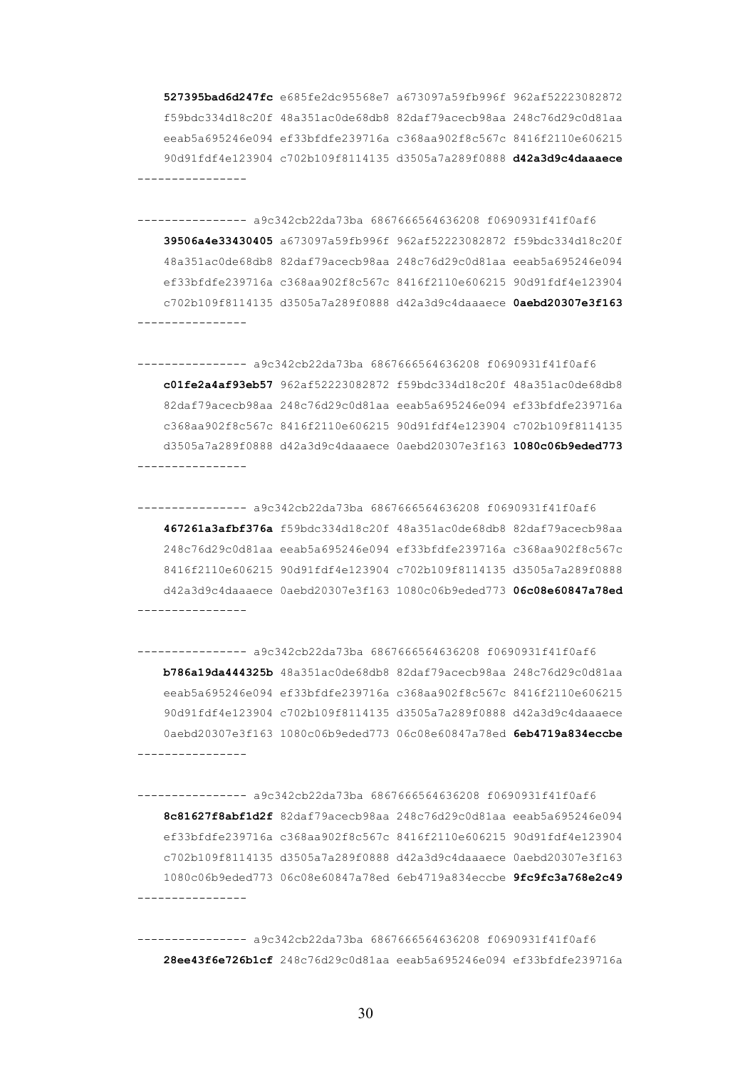**527395bad6d247fc** e685fe2dc95568e7 a673097a59fb996f 962af52223082872 f59bdc334d18c20f 48a351ac0de68db8 82daf79acecb98aa 248c76d29c0d81aa eeab5a695246e094 ef33bfdfe239716a c368aa902f8c567c 8416f2110e606215 90d91fdf4e123904 c702b109f8114135 d3505a7a289f0888 **d42a3d9c4daaaece**

----------------

---------------- a9c342cb22da73ba 6867666564636208 f0690931f41f0af6

**39506a4e33430405** a673097a59fb996f 962af52223082872 f59bdc334d18c20f 48a351ac0de68db8 82daf79acecb98aa 248c76d29c0d81aa eeab5a695246e094 ef33bfdfe239716a c368aa902f8c567c 8416f2110e606215 90d91fdf4e123904 c702b109f8114135 d3505a7a289f0888 d42a3d9c4daaaece **0aebd20307e3f163**

----------------

---------------- a9c342cb22da73ba 6867666564636208 f0690931f41f0af6

**c01fe2a4af93eb57** 962af52223082872 f59bdc334d18c20f 48a351ac0de68db8 82daf79acecb98aa 248c76d29c0d81aa eeab5a695246e094 ef33bfdfe239716a c368aa902f8c567c 8416f2110e606215 90d91fdf4e123904 c702b109f8114135 d3505a7a289f0888 d42a3d9c4daaaece 0aebd20307e3f163 **1080c06b9eded773**

----------------

---------------- a9c342cb22da73ba 6867666564636208 f0690931f41f0af6

**467261a3afbf376a** f59bdc334d18c20f 48a351ac0de68db8 82daf79acecb98aa 248c76d29c0d81aa eeab5a695246e094 ef33bfdfe239716a c368aa902f8c567c 8416f2110e606215 90d91fdf4e123904 c702b109f8114135 d3505a7a289f0888 d42a3d9c4daaaece 0aebd20307e3f163 1080c06b9eded773 **06c08e60847a78ed**

----------------

---------------- a9c342cb22da73ba 6867666564636208 f0690931f41f0af6

**b786a19da444325b** 48a351ac0de68db8 82daf79acecb98aa 248c76d29c0d81aa eeab5a695246e094 ef33bfdfe239716a c368aa902f8c567c 8416f2110e606215 90d91fdf4e123904 c702b109f8114135 d3505a7a289f0888 d42a3d9c4daaaece 0aebd20307e3f163 1080c06b9eded773 06c08e60847a78ed **6eb4719a834eccbe**

----------------

---------------- a9c342cb22da73ba 6867666564636208 f0690931f41f0af6

**8c81627f8abf1d2f** 82daf79acecb98aa 248c76d29c0d81aa eeab5a695246e094 ef33bfdfe239716a c368aa902f8c567c 8416f2110e606215 90d91fdf4e123904 c702b109f8114135 d3505a7a289f0888 d42a3d9c4daaaece 0aebd20307e3f163 1080c06b9eded773 06c08e60847a78ed 6eb4719a834eccbe **9fc9fc3a768e2c49**

----------------

---------------- a9c342cb22da73ba 6867666564636208 f0690931f41f0af6

**28ee43f6e726b1cf** 248c76d29c0d81aa eeab5a695246e094 ef33bfdfe239716a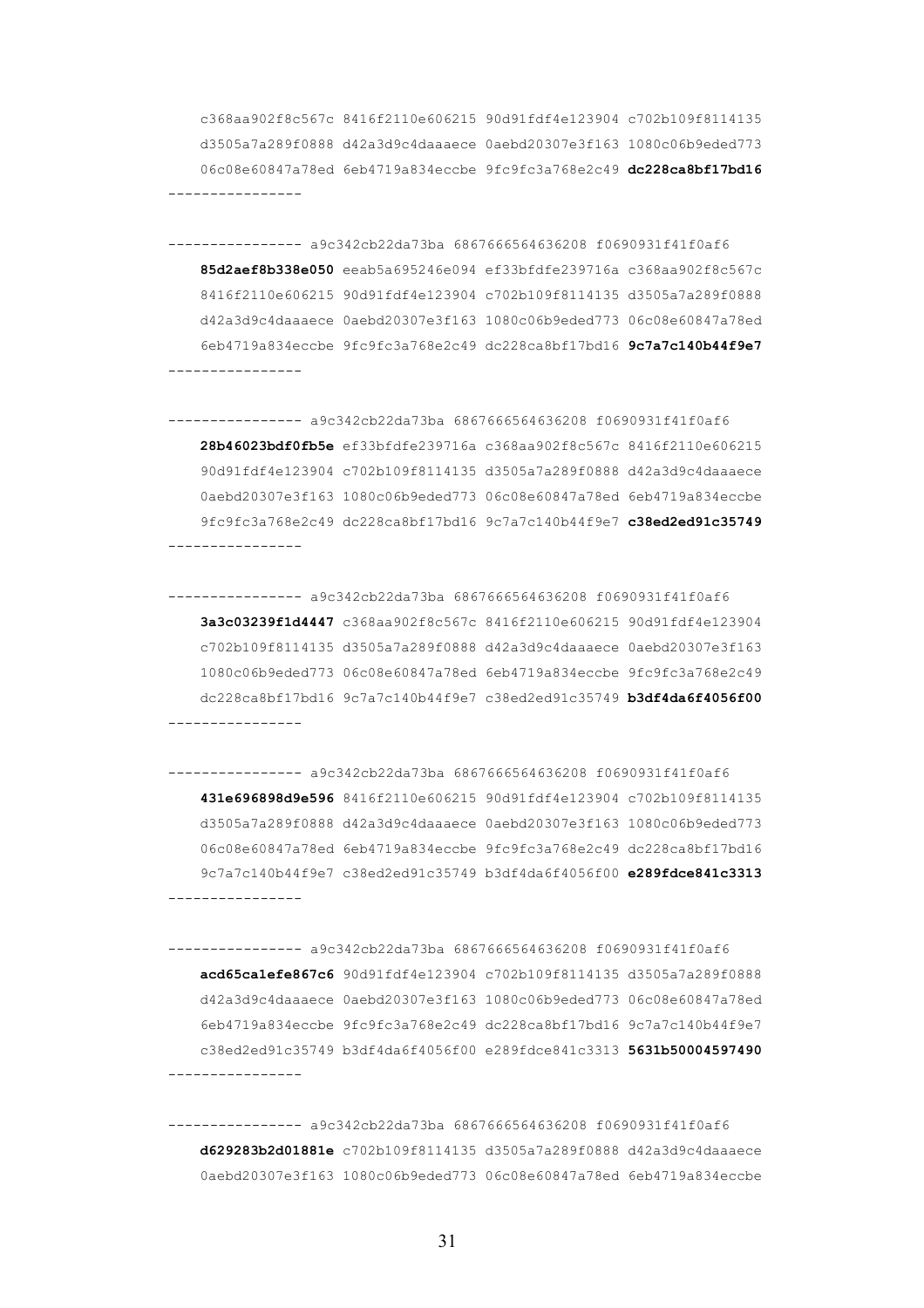c368aa902f8c567c 8416f2110e606215 90d91fdf4e123904 c702b109f8114135
d3505a7a289f0888 d42a3d9c4daaaece 0aebd20307e3f163 1080c06b9eded773
06c08e60847a78ed 6eb4719a834eccbe 9fc9fc3a768e2c49 **dc228ca8bf17bd16**
----------------

---------------- a9c342cb22da73ba 6867666564636208 f0690931f41f0af6
**85d2aef8b338e050** eeab5a695246e094 ef33bfdfe239716a c368aa902f8c567c
8416f2110e606215 90d91fdf4e123904 c702b109f8114135 d3505a7a289f0888
d42a3d9c4daaaece 0aebd20307e3f163 1080c06b9eded773 06c08e60847a78ed
6eb4719a834eccbe 9fc9fc3a768e2c49 dc228ca8bf17bd16 **9c7a7c140b44f9e7**
----------------

---------------- a9c342cb22da73ba 6867666564636208 f0690931f41f0af6
**28b46023bdf0fb5e** ef33bfdfe239716a c368aa902f8c567c 8416f2110e606215
90d91fdf4e123904 c702b109f8114135 d3505a7a289f0888 d42a3d9c4daaaece
0aebd20307e3f163 1080c06b9eded773 06c08e60847a78ed 6eb4719a834eccbe
9fc9fc3a768e2c49 dc228ca8bf17bd16 9c7a7c140b44f9e7 **c38ed2ed91c35749**
----------------

---------------- a9c342cb22da73ba 6867666564636208 f0690931f41f0af6
**3a3c03239f1d4447** c368aa902f8c567c 8416f2110e606215 90d91fdf4e123904
c702b109f8114135 d3505a7a289f0888 d42a3d9c4daaaece 0aebd20307e3f163
1080c06b9eded773 06c08e60847a78ed 6eb4719a834eccbe 9fc9fc3a768e2c49
dc228ca8bf17bd16 9c7a7c140b44f9e7 c38ed2ed91c35749 **b3df4da6f4056f00**
----------------

---------------- a9c342cb22da73ba 6867666564636208 f0690931f41f0af6
**431e696898d9e596** 8416f2110e606215 90d91fdf4e123904 c702b109f8114135
d3505a7a289f0888 d42a3d9c4daaaece 0aebd20307e3f163 1080c06b9eded773
06c08e60847a78ed 6eb4719a834eccbe 9fc9fc3a768e2c49 dc228ca8bf17bd16
9c7a7c140b44f9e7 c38ed2ed91c35749 b3df4da6f4056f00 **e289fdce841c3313**
----------------

---------------- a9c342cb22da73ba 6867666564636208 f0690931f41f0af6
**acd65ca1efe867c6** 90d91fdf4e123904 c702b109f8114135 d3505a7a289f0888
d42a3d9c4daaaece 0aebd20307e3f163 1080c06b9eded773 06c08e60847a78ed
6eb4719a834eccbe 9fc9fc3a768e2c49 dc228ca8bf17bd16 9c7a7c140b44f9e7
c38ed2ed91c35749 b3df4da6f4056f00 e289fdce841c3313 **5631b50004597490**
----------------

---------------- a9c342cb22da73ba 6867666564636208 f0690931f41f0af6
**d629283b2d01881e** c702b109f8114135 d3505a7a289f0888 d42a3d9c4daaaece
0aebd20307e3f163 1080c06b9eded773 06c08e60847a78ed 6eb4719a834eccbe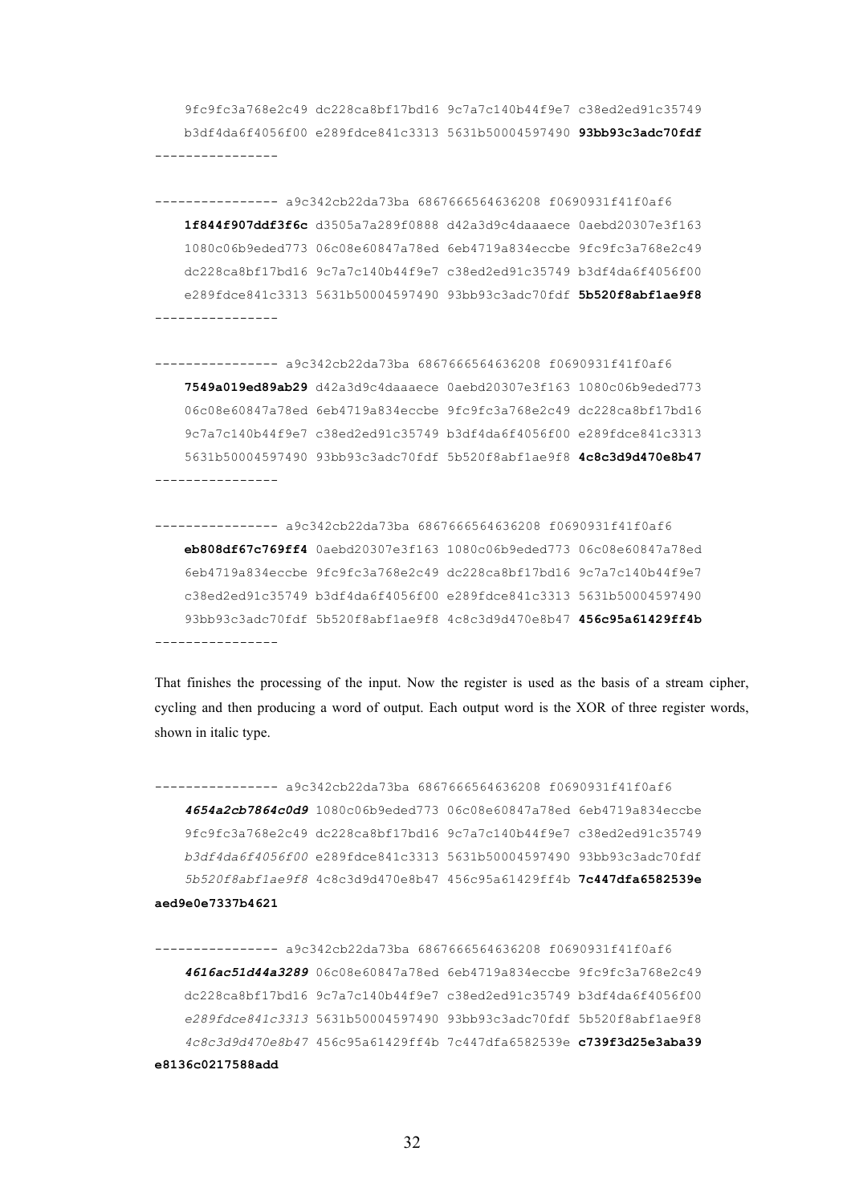```
    9fc9fc3a768e2c49 dc228ca8bf17bd16 9c7a7c140b44f9e7 c38ed2ed91c35749
    b3df4da6f4056f00 e289fdce841c3313 5631b50004597490 93bb93c3adc70fdf
----------------
```

```
---------------- a9c342cb22da73ba 6867666564636208 f0690931f41f0af6
    1f844f907ddf3f6c d3505a7a289f0888 d42a3d9c4daaaece 0aebd20307e3f163
    1080c06b9eded773 06c08e60847a78ed 6eb4719a834eccbe 9fc9fc3a768e2c49
    dc228ca8bf17bd16 9c7a7c140b44f9e7 c38ed2ed91c35749 b3df4da6f4056f00
    e289fdce841c3313 5631b50004597490 93bb93c3adc70fdf 5b520f8abf1ae9f8
----------------
```

```
---------------- a9c342cb22da73ba 6867666564636208 f0690931f41f0af6
    7549a019ed89ab29 d42a3d9c4daaaece 0aebd20307e3f163 1080c06b9eded773
    06c08e60847a78ed 6eb4719a834eccbe 9fc9fc3a768e2c49 dc228ca8bf17bd16
    9c7a7c140b44f9e7 c38ed2ed91c35749 b3df4da6f4056f00 e289fdce841c3313
    5631b50004597490 93bb93c3adc70fdf 5b520f8abf1ae9f8 4c8c3d9d470e8b47
----------------
```

```
---------------- a9c342cb22da73ba 6867666564636208 f0690931f41f0af6
    eb808df67c769ff4 0aebd20307e3f163 1080c06b9eded773 06c08e60847a78ed
    6eb4719a834eccbe 9fc9fc3a768e2c49 dc228ca8bf17bd16 9c7a7c140b44f9e7
    c38ed2ed91c35749 b3df4da6f4056f00 e289fdce841c3313 5631b50004597490
    93bb93c3adc70fdf 5b520f8abf1ae9f8 4c8c3d9d470e8b47 456c95a61429ff4b
----------------
```

That finishes the processing of the input. Now the register is used as the basis of a stream cipher, cycling and then producing a word of output. Each output word is the XOR of three register words, shown in italic type.

```
---------------- a9c342cb22da73ba 6867666564636208 f0690931f41f0af6
    4654a2cb7864c0d9 1080c06b9eded773 06c08e60847a78ed 6eb4719a834eccbe
    9fc9fc3a768e2c49 dc228ca8bf17bd16 9c7a7c140b44f9e7 c38ed2ed91c35749
    b3df4da6f4056f00 e289fdce841c3313 5631b50004597490 93bb93c3adc70fdf
    5b520f8abf1ae9f8 4c8c3d9d470e8b47 456c95a61429ff4b 7c447dfa6582539e
aed9e0e7337b4621
```

```
---------------- a9c342cb22da73ba 6867666564636208 f0690931f41f0af6
    4616ac51d44a3289 06c08e60847a78ed 6eb4719a834eccbe 9fc9fc3a768e2c49
    dc228ca8bf17bd16 9c7a7c140b44f9e7 c38ed2ed91c35749 b3df4da6f4056f00
    e289fdce841c3313 5631b50004597490 93bb93c3adc70fdf 5b520f8abf1ae9f8
    4c8c3d9d470e8b47 456c95a61429ff4b 7c447dfa6582539e c739f3d25e3aba39
e8136c0217588add
```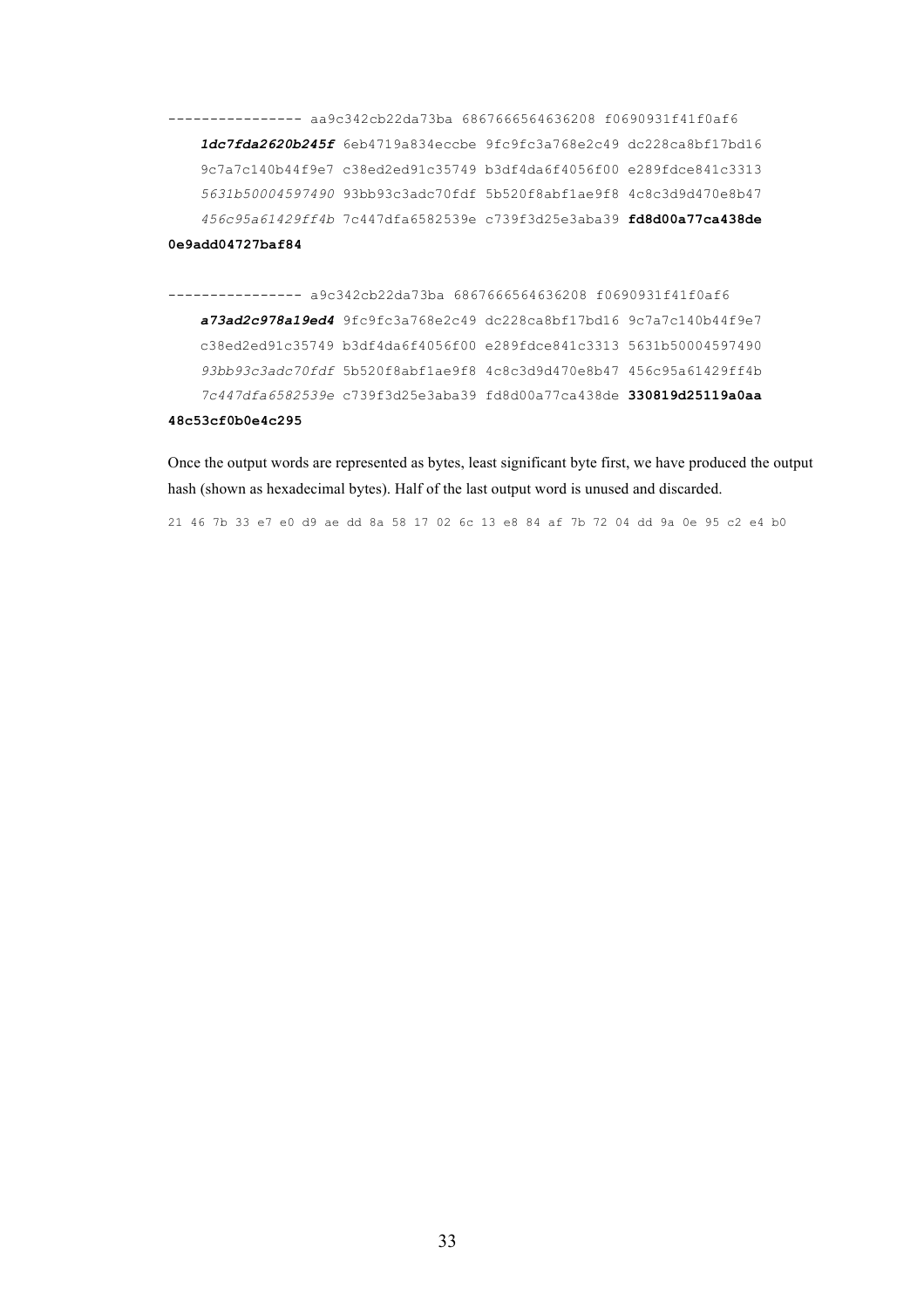---------------- aa9c342cb22da73ba 6867666564636208 f0690931f41f0af6
***1dc7fda2620b245f*** 6eb4719a834eccbe 9fc9fc3a768e2c49 dc228ca8bf17bd16
9c7a7c140b44f9e7 c38ed2ed91c35749 b3df4da6f4056f00 e289fdce841c3313
*5631b50004597490* 93bb93c3adc70fdf 5b520f8abf1ae9f8 4c8c3d9d470e8b47
*456c95a61429ff4b* 7c447dfa6582539e c739f3d25e3aba39 **fd8d00a77ca438de**
**0e9add04727baf84**

---------------- a9c342cb22da73ba 6867666564636208 f0690931f41f0af6
***a73ad2c978a19ed4*** 9fc9fc3a768e2c49 dc228ca8bf17bd16 9c7a7c140b44f9e7
c38ed2ed91c35749 b3df4da6f4056f00 e289fdce841c3313 5631b50004597490
*93bb93c3adc70fdf* 5b520f8abf1ae9f8 4c8c3d9d470e8b47 456c95a61429ff4b
*7c447dfa6582539e* c739f3d25e3aba39 fd8d00a77ca438de **330819d25119a0aa**
**48c53cf0b0e4c295**

Once the output words are represented as bytes, least significant byte first, we have produced the output hash (shown as hexadecimal bytes). Half of the last output word is unused and discarded.

21 46 7b 33 e7 e0 d9 ae dd 8a 58 17 02 6c 13 e8 84 af 7b 72 04 dd 9a 0e 95 c2 e4 b0